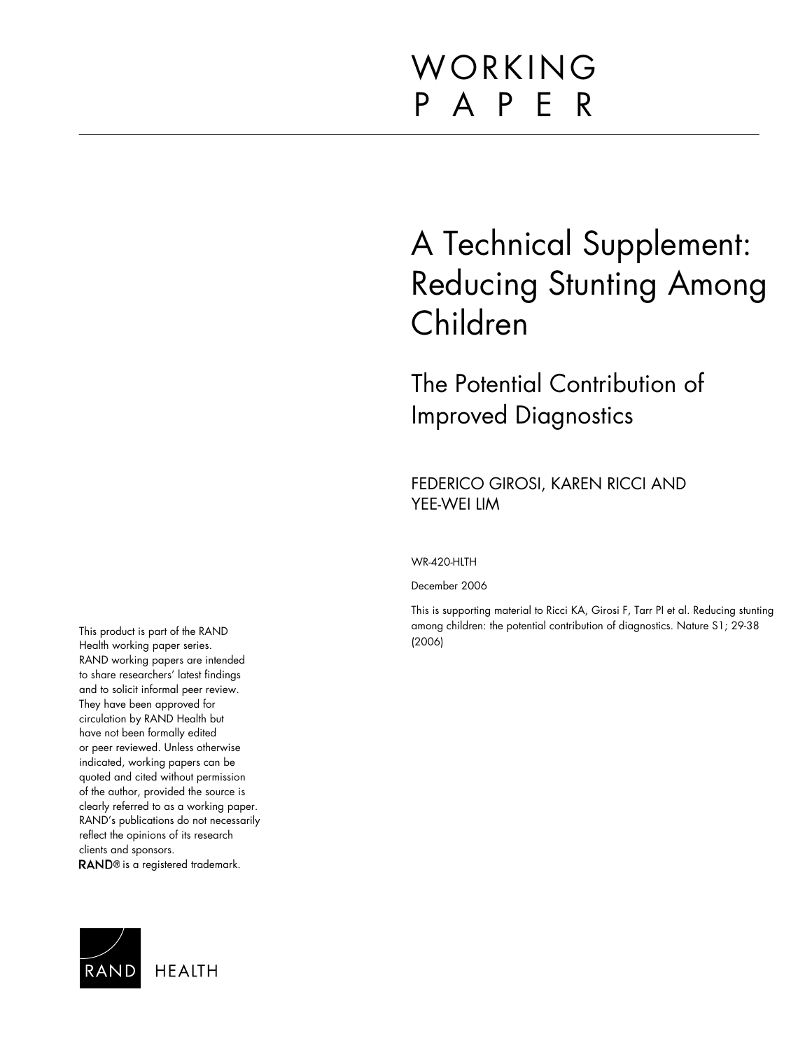# WORKING PAPER

# A Technical Supplement: Reducing Stunting Among Children

## The Potential Contribution of Improved Diagnostics

FEDERICO GIROSI, KAREN RICCI AND YEE-WEI LIM

WR-420-HLTH

December 2006

This is supporting material to Ricci KA, Girosi F, Tarr PI et al. Reducing stunting among children: the potential contribution of diagnostics. Nature S1; 29-38 (2006)

This product is part of the RAND Health working paper series. RAND working papers are intended to share researchers' latest findings and to solicit informal peer review. They have been approved for circulation by RAND Health but have not been formally edited or peer reviewed. Unless otherwise indicated, working papers can be quoted and cited without permission of the author, provided the source is clearly referred to as a working paper. RAND's publications do not necessarily reflect the opinions of its research clients and sponsors.
RAND® is a registered trademark.

RAND HEALTH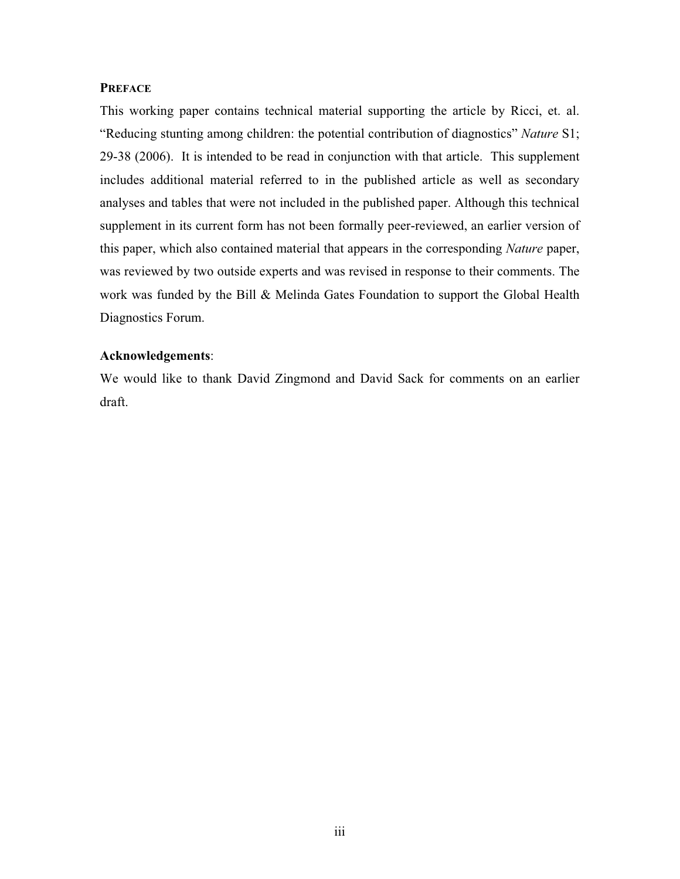## PREFACE

This working paper contains technical material supporting the article by Ricci, et. al. "Reducing stunting among children: the potential contribution of diagnostics" *Nature* S1; 29-38 (2006). It is intended to be read in conjunction with that article. This supplement includes additional material referred to in the published article as well as secondary analyses and tables that were not included in the published paper. Although this technical supplement in its current form has not been formally peer-reviewed, an earlier version of this paper, which also contained material that appears in the corresponding *Nature* paper, was reviewed by two outside experts and was revised in response to their comments. The work was funded by the Bill & Melinda Gates Foundation to support the Global Health Diagnostics Forum.

**Acknowledgements**:

We would like to thank David Zingmond and David Sack for comments on an earlier draft.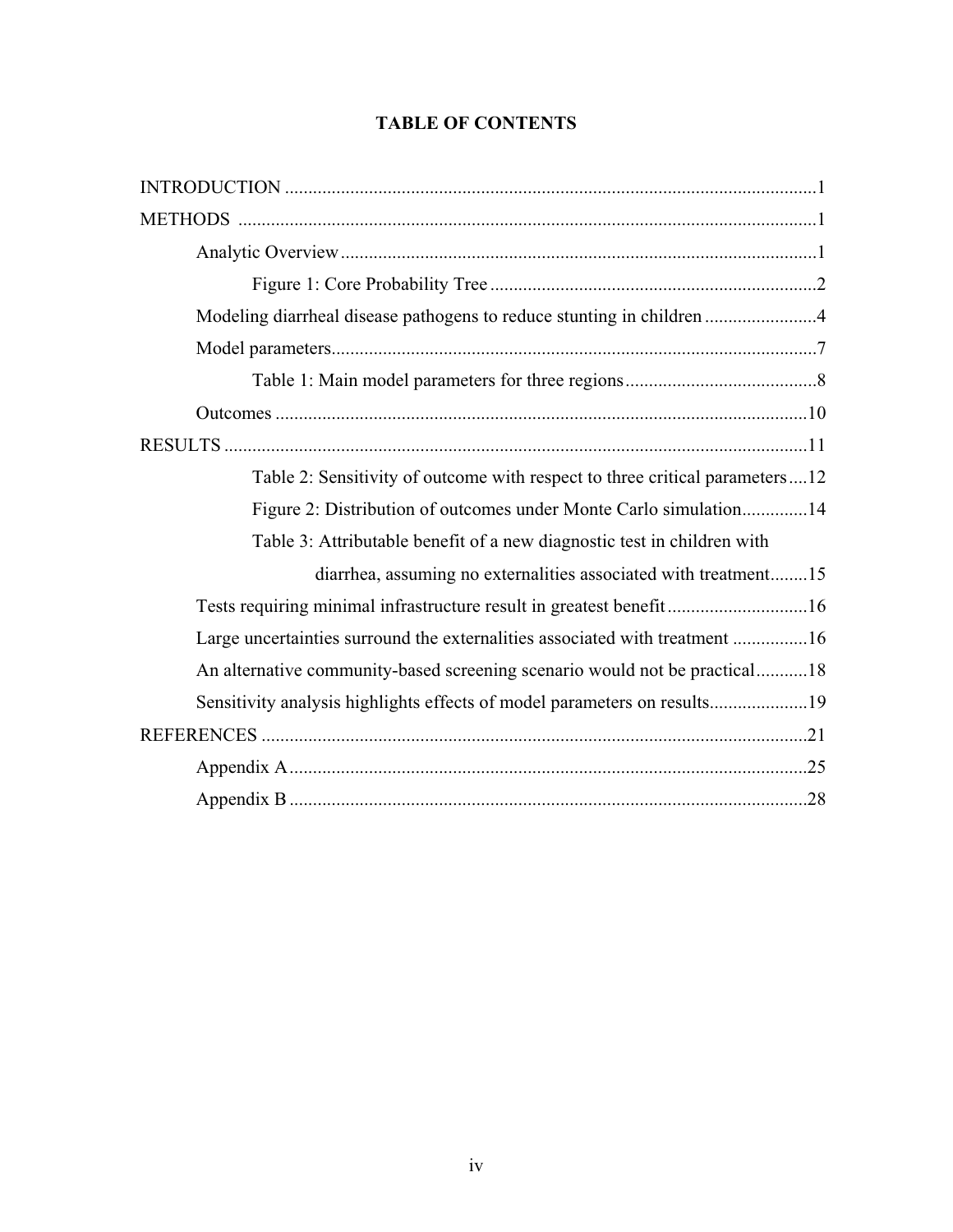# TABLE OF CONTENTS

INTRODUCTION .....1

METHODS .....1

- Analytic Overview .....1
  - Figure 1: Core Probability Tree .....2
- Modeling diarrheal disease pathogens to reduce stunting in children .....4
- Model parameters .....7
  - Table 1: Main model parameters for three regions .....8
- Outcomes .....10

RESULTS .....11

- Table 2: Sensitivity of outcome with respect to three critical parameters .....12
- Figure 2: Distribution of outcomes under Monte Carlo simulation .....14
- Table 3: Attributable benefit of a new diagnostic test in children with diarrhea, assuming no externalities associated with treatment .....15
- Tests requiring minimal infrastructure result in greatest benefit .....16
- Large uncertainties surround the externalities associated with treatment .....16
- An alternative community-based screening scenario would not be practical .....18
- Sensitivity analysis highlights effects of model parameters on results .....19

REFERENCES .....21

- Appendix A .....25
- Appendix B .....28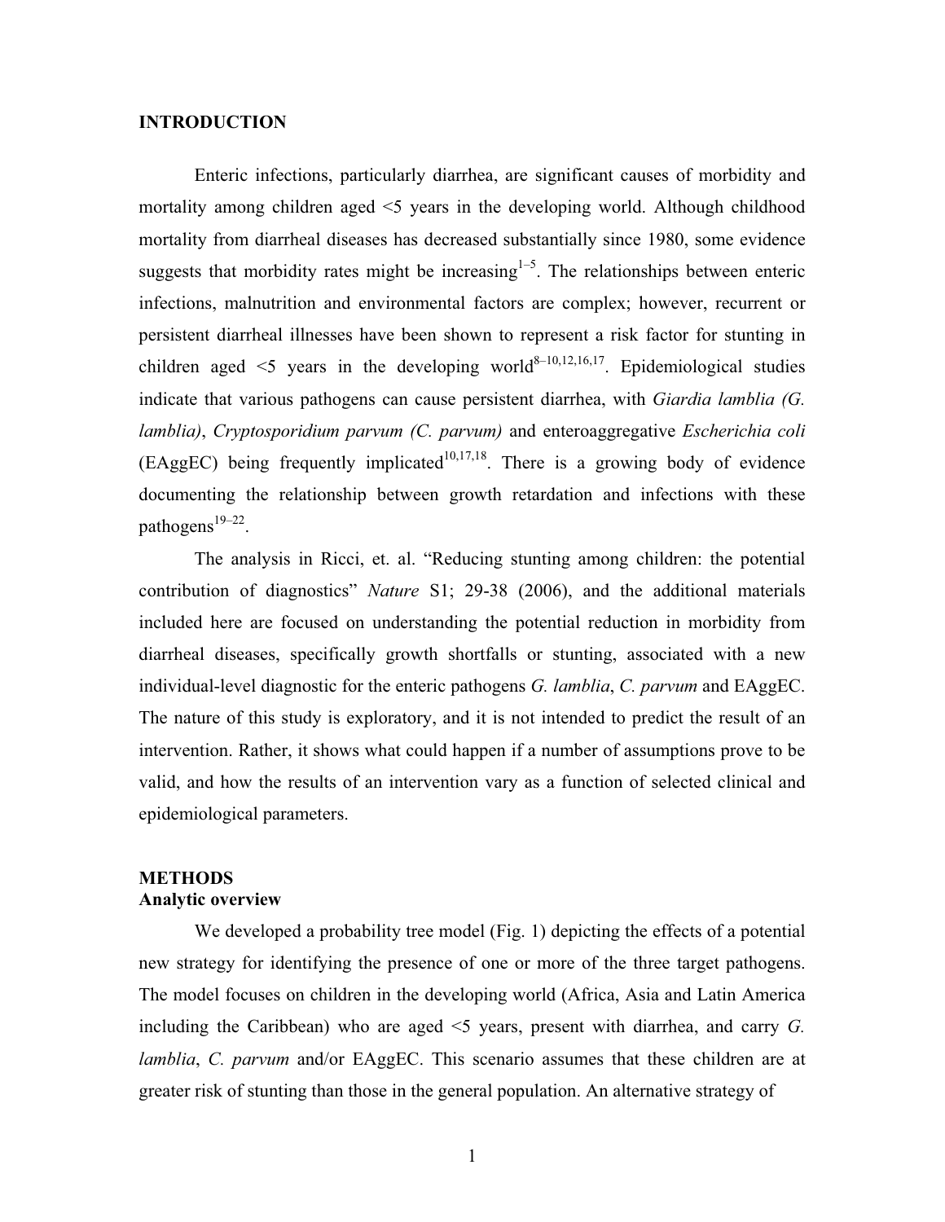## INTRODUCTION

Enteric infections, particularly diarrhea, are significant causes of morbidity and mortality among children aged <5 years in the developing world. Although childhood mortality from diarrheal diseases has decreased substantially since 1980, some evidence suggests that morbidity rates might be increasing[1–5]. The relationships between enteric infections, malnutrition and environmental factors are complex; however, recurrent or persistent diarrheal illnesses have been shown to represent a risk factor for stunting in children aged <5 years in the developing world[8–10,12,16,17]. Epidemiological studies indicate that various pathogens can cause persistent diarrhea, with *Giardia lamblia (G. lamblia)*, *Cryptosporidium parvum (C. parvum)* and enteroaggregative *Escherichia coli* (EAggEC) being frequently implicated[10,17,18]. There is a growing body of evidence documenting the relationship between growth retardation and infections with these pathogens[19–22].

The analysis in Ricci, et. al. "Reducing stunting among children: the potential contribution of diagnostics" *Nature* S1; 29-38 (2006), and the additional materials included here are focused on understanding the potential reduction in morbidity from diarrheal diseases, specifically growth shortfalls or stunting, associated with a new individual-level diagnostic for the enteric pathogens *G. lamblia*, *C. parvum* and EAggEC. The nature of this study is exploratory, and it is not intended to predict the result of an intervention. Rather, it shows what could happen if a number of assumptions prove to be valid, and how the results of an intervention vary as a function of selected clinical and epidemiological parameters.

## METHODS

### Analytic overview

We developed a probability tree model (Fig. 1) depicting the effects of a potential new strategy for identifying the presence of one or more of the three target pathogens. The model focuses on children in the developing world (Africa, Asia and Latin America including the Caribbean) who are aged <5 years, present with diarrhea, and carry *G. lamblia*, *C. parvum* and/or EAggEC. This scenario assumes that these children are at greater risk of stunting than those in the general population. An alternative strategy of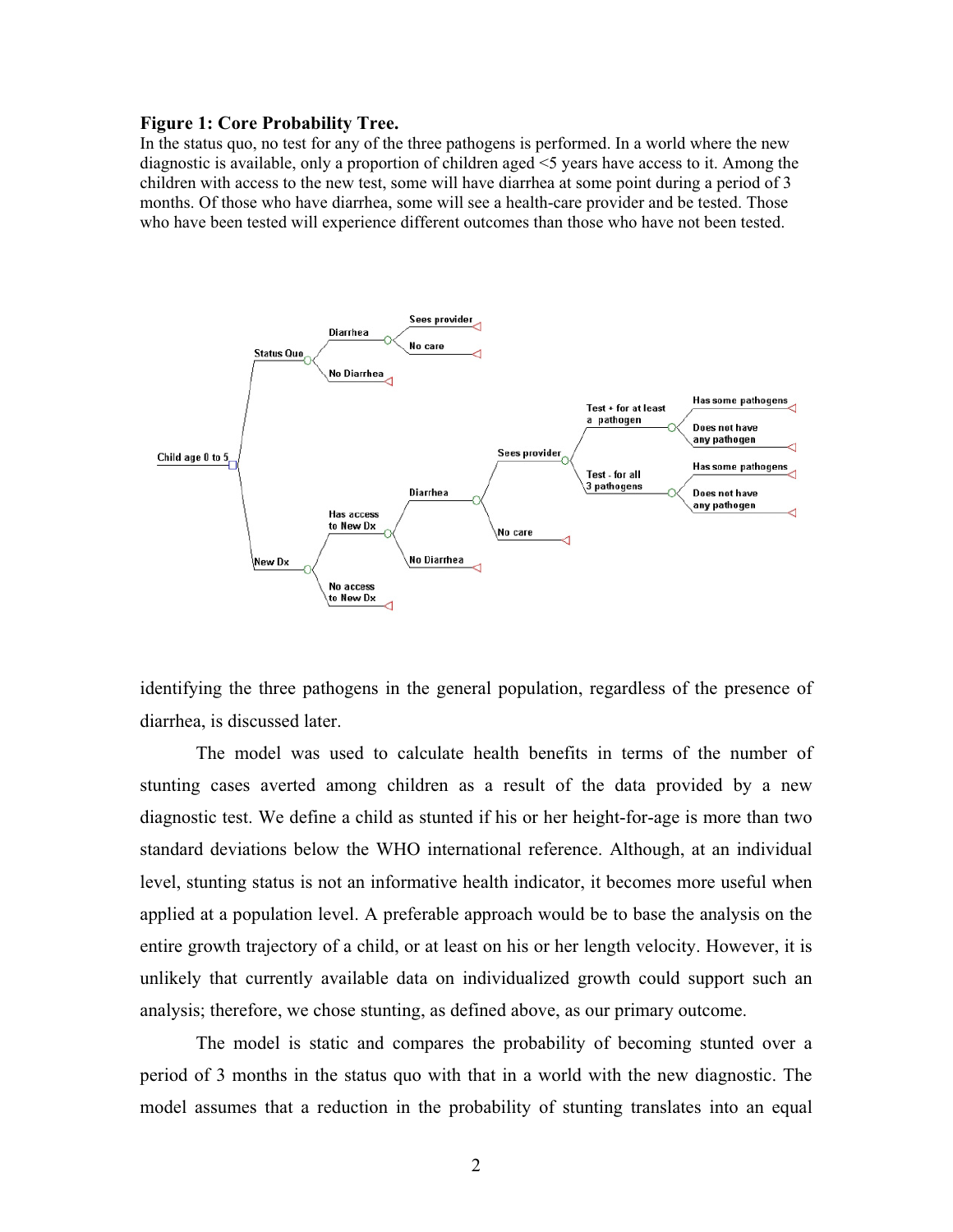**Figure 1: Core Probability Tree.**
In the status quo, no test for any of the three pathogens is performed. In a world where the new diagnostic is available, only a proportion of children aged <5 years have access to it. Among the children with access to the new test, some will have diarrhea at some point during a period of 3 months. Of those who have diarrhea, some will see a health-care provider and be tested. Those who have been tested will experience different outcomes than those who have not been tested.

identifying the three pathogens in the general population, regardless of the presence of diarrhea, is discussed later.

The model was used to calculate health benefits in terms of the number of stunting cases averted among children as a result of the data provided by a new diagnostic test. We define a child as stunted if his or her height-for-age is more than two standard deviations below the WHO international reference. Although, at an individual level, stunting status is not an informative health indicator, it becomes more useful when applied at a population level. A preferable approach would be to base the analysis on the entire growth trajectory of a child, or at least on his or her length velocity. However, it is unlikely that currently available data on individualized growth could support such an analysis; therefore, we chose stunting, as defined above, as our primary outcome.

The model is static and compares the probability of becoming stunted over a period of 3 months in the status quo with that in a world with the new diagnostic. The model assumes that a reduction in the probability of stunting translates into an equal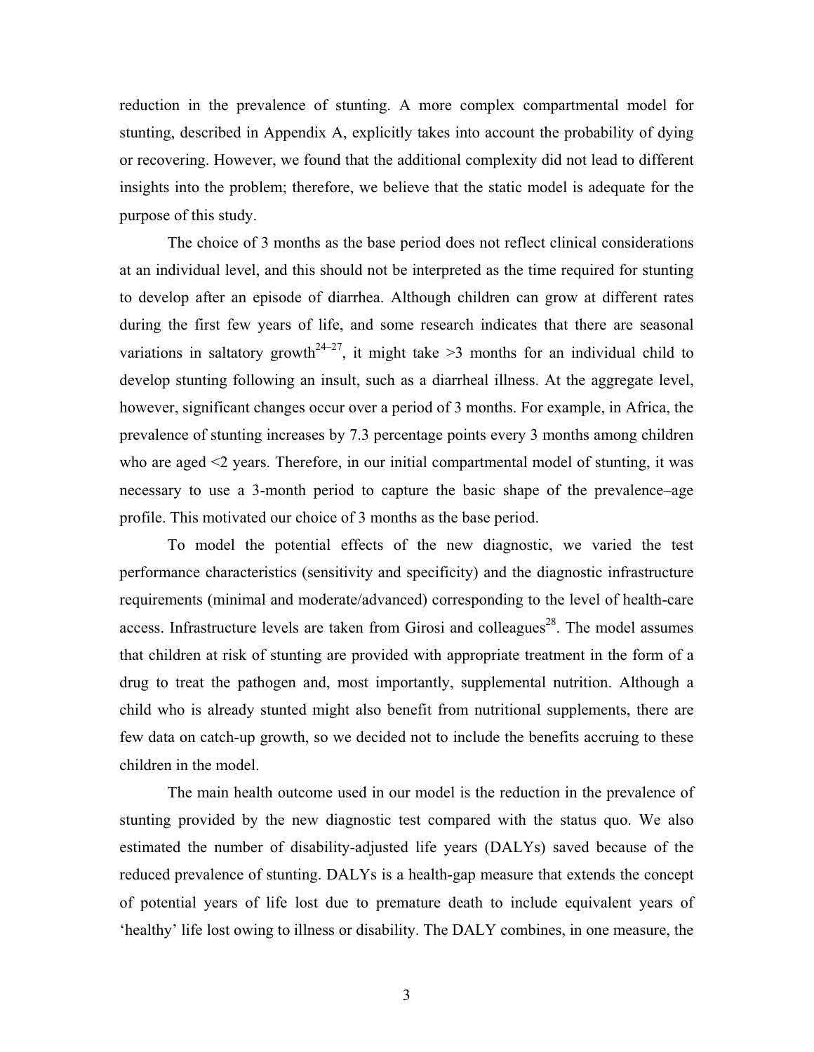reduction in the prevalence of stunting. A more complex compartmental model for stunting, described in Appendix A, explicitly takes into account the probability of dying or recovering. However, we found that the additional complexity did not lead to different insights into the problem; therefore, we believe that the static model is adequate for the purpose of this study.

The choice of 3 months as the base period does not reflect clinical considerations at an individual level, and this should not be interpreted as the time required for stunting to develop after an episode of diarrhea. Although children can grow at different rates during the first few years of life, and some research indicates that there are seasonal variations in saltatory growth[24–27], it might take >3 months for an individual child to develop stunting following an insult, such as a diarrheal illness. At the aggregate level, however, significant changes occur over a period of 3 months. For example, in Africa, the prevalence of stunting increases by 7.3 percentage points every 3 months among children who are aged <2 years. Therefore, in our initial compartmental model of stunting, it was necessary to use a 3-month period to capture the basic shape of the prevalence–age profile. This motivated our choice of 3 months as the base period.

To model the potential effects of the new diagnostic, we varied the test performance characteristics (sensitivity and specificity) and the diagnostic infrastructure requirements (minimal and moderate/advanced) corresponding to the level of health-care access. Infrastructure levels are taken from Girosi and colleagues[28]. The model assumes that children at risk of stunting are provided with appropriate treatment in the form of a drug to treat the pathogen and, most importantly, supplemental nutrition. Although a child who is already stunted might also benefit from nutritional supplements, there are few data on catch-up growth, so we decided not to include the benefits accruing to these children in the model.

The main health outcome used in our model is the reduction in the prevalence of stunting provided by the new diagnostic test compared with the status quo. We also estimated the number of disability-adjusted life years (DALYs) saved because of the reduced prevalence of stunting. DALYs is a health-gap measure that extends the concept of potential years of life lost due to premature death to include equivalent years of 'healthy' life lost owing to illness or disability. The DALY combines, in one measure, the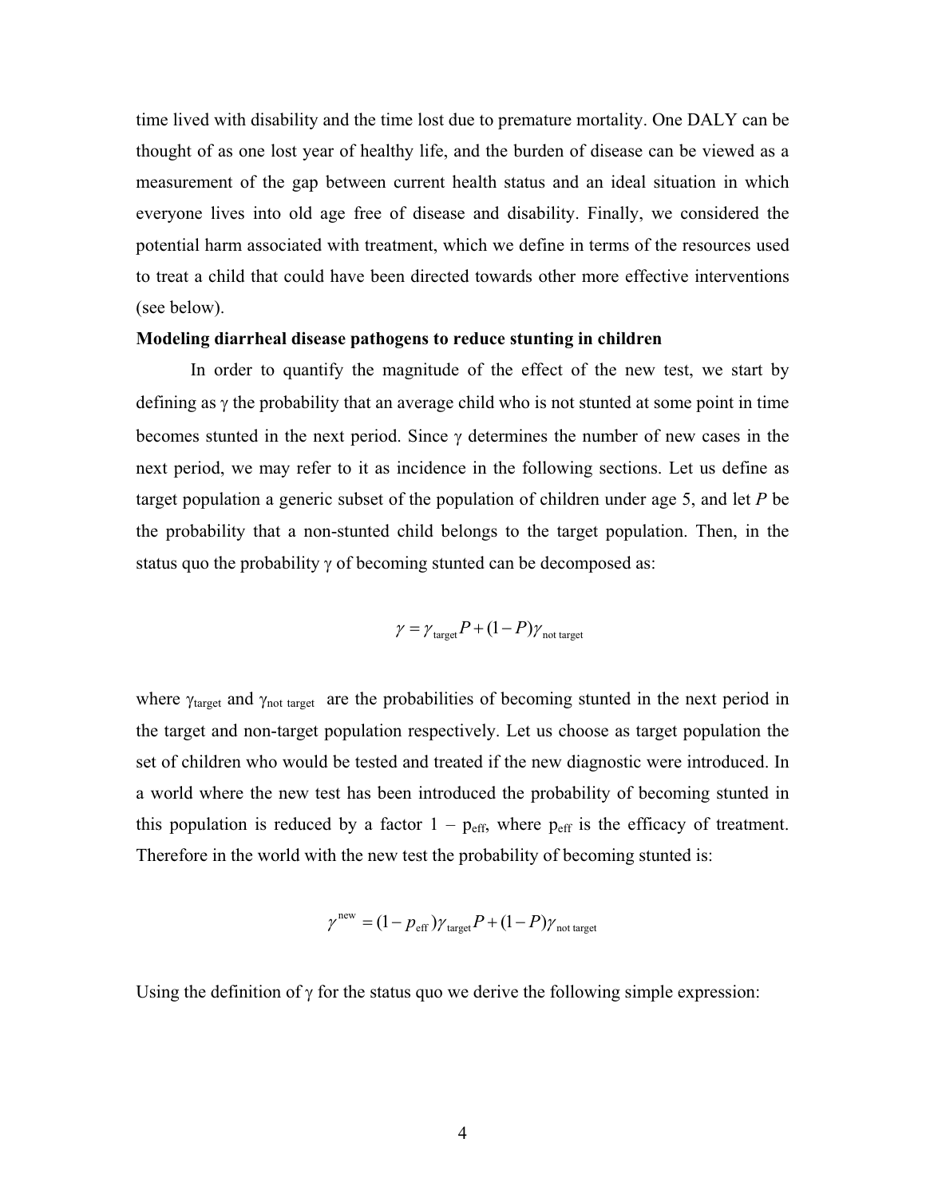time lived with disability and the time lost due to premature mortality. One DALY can be thought of as one lost year of healthy life, and the burden of disease can be viewed as a measurement of the gap between current health status and an ideal situation in which everyone lives into old age free of disease and disability. Finally, we considered the potential harm associated with treatment, which we define in terms of the resources used to treat a child that could have been directed towards other more effective interventions (see below).

**Modeling diarrheal disease pathogens to reduce stunting in children**

In order to quantify the magnitude of the effect of the new test, we start by defining as $\gamma$ the probability that an average child who is not stunted at some point in time becomes stunted in the next period. Since $\gamma$ determines the number of new cases in the next period, we may refer to it as incidence in the following sections. Let us define as target population a generic subset of the population of children under age 5, and let $P$ be the probability that a non-stunted child belongs to the target population. Then, in the status quo the probability $\gamma$ of becoming stunted can be decomposed as:

$$\gamma = \gamma_{\text{target}} P + (1 - P)\gamma_{\text{not target}}$$

where $\gamma_{\text{target}}$ and $\gamma_{\text{not target}}$ are the probabilities of becoming stunted in the next period in the target and non-target population respectively. Let us choose as target population the set of children who would be tested and treated if the new diagnostic were introduced. In a world where the new test has been introduced the probability of becoming stunted in this population is reduced by a factor $1 - p_{\text{eff}}$, where $p_{\text{eff}}$ is the efficacy of treatment. Therefore in the world with the new test the probability of becoming stunted is:

$$\gamma^{\text{new}} = (1 - p_{\text{eff}})\gamma_{\text{target}} P + (1 - P)\gamma_{\text{not target}}$$

Using the definition of $\gamma$ for the status quo we derive the following simple expression: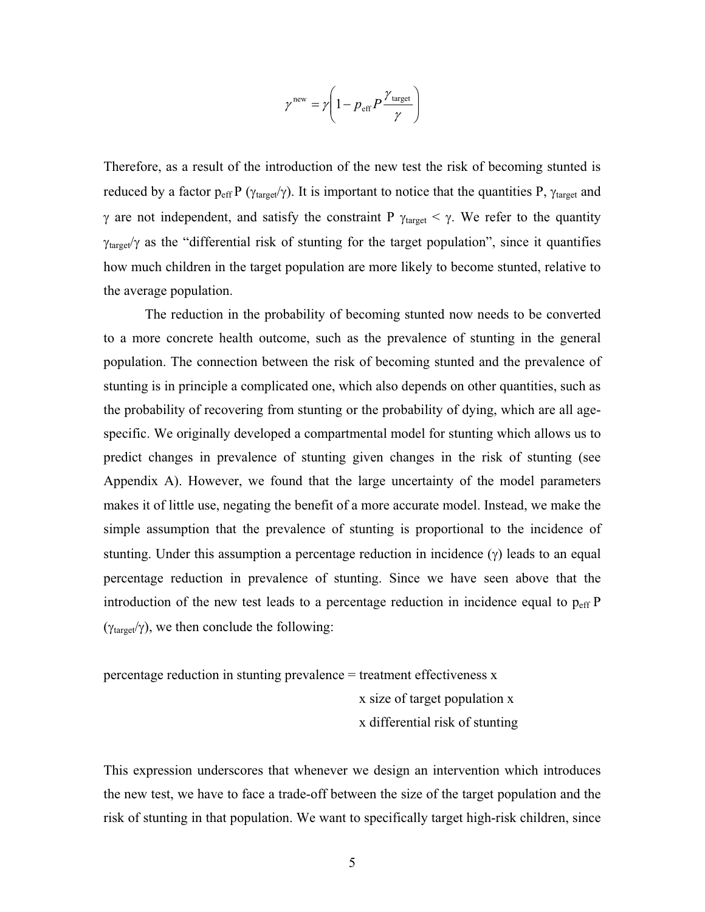$$\gamma^{\text{new}} = \gamma \left( 1 - p_{\text{eff}} P \frac{\gamma_{\text{target}}}{\gamma} \right)$$

Therefore, as a result of the introduction of the new test the risk of becoming stunted is reduced by a factor $p_{\text{eff}} P (\gamma_{\text{target}}/\gamma)$. It is important to notice that the quantities $P$, $\gamma_{\text{target}}$ and $\gamma$ are not independent, and satisfy the constraint $P \gamma_{\text{target}} < \gamma$. We refer to the quantity $\gamma_{\text{target}}/\gamma$ as the "differential risk of stunting for the target population", since it quantifies how much children in the target population are more likely to become stunted, relative to the average population.

The reduction in the probability of becoming stunted now needs to be converted to a more concrete health outcome, such as the prevalence of stunting in the general population. The connection between the risk of becoming stunted and the prevalence of stunting is in principle a complicated one, which also depends on other quantities, such as the probability of recovering from stunting or the probability of dying, which are all age-specific. We originally developed a compartmental model for stunting which allows us to predict changes in prevalence of stunting given changes in the risk of stunting (see Appendix A). However, we found that the large uncertainty of the model parameters makes it of little use, negating the benefit of a more accurate model. Instead, we make the simple assumption that the prevalence of stunting is proportional to the incidence of stunting. Under this assumption a percentage reduction in incidence ($\gamma$) leads to an equal percentage reduction in prevalence of stunting. Since we have seen above that the introduction of the new test leads to a percentage reduction in incidence equal to $p_{\text{eff}} P (\gamma_{\text{target}}/\gamma)$, we then conclude the following:

percentage reduction in stunting prevalence = treatment effectiveness x
x size of target population x
x differential risk of stunting

This expression underscores that whenever we design an intervention which introduces the new test, we have to face a trade-off between the size of the target population and the risk of stunting in that population. We want to specifically target high-risk children, since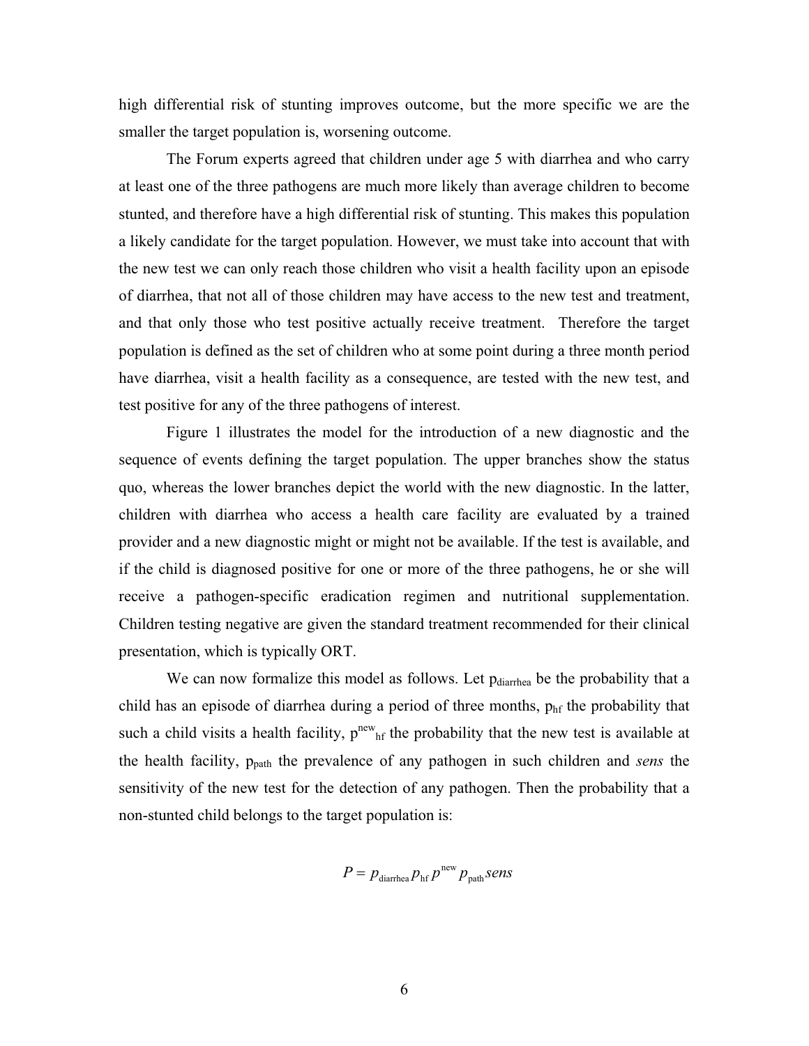high differential risk of stunting improves outcome, but the more specific we are the smaller the target population is, worsening outcome.

The Forum experts agreed that children under age 5 with diarrhea and who carry at least one of the three pathogens are much more likely than average children to become stunted, and therefore have a high differential risk of stunting. This makes this population a likely candidate for the target population. However, we must take into account that with the new test we can only reach those children who visit a health facility upon an episode of diarrhea, that not all of those children may have access to the new test and treatment, and that only those who test positive actually receive treatment. Therefore the target population is defined as the set of children who at some point during a three month period have diarrhea, visit a health facility as a consequence, are tested with the new test, and test positive for any of the three pathogens of interest.

Figure 1 illustrates the model for the introduction of a new diagnostic and the sequence of events defining the target population. The upper branches show the status quo, whereas the lower branches depict the world with the new diagnostic. In the latter, children with diarrhea who access a health care facility are evaluated by a trained provider and a new diagnostic might or might not be available. If the test is available, and if the child is diagnosed positive for one or more of the three pathogens, he or she will receive a pathogen-specific eradication regimen and nutritional supplementation. Children testing negative are given the standard treatment recommended for their clinical presentation, which is typically ORT.

We can now formalize this model as follows. Let $p_{\text{diarrhea}}$ be the probability that a child has an episode of diarrhea during a period of three months, $p_{\text{hf}}$ the probability that such a child visits a health facility, $p^{\text{new}}_{\text{hf}}$ the probability that the new test is available at the health facility, $p_{\text{path}}$ the prevalence of any pathogen in such children and *sens* the sensitivity of the new test for the detection of any pathogen. Then the probability that a non-stunted child belongs to the target population is:

$$P = p_{\text{diarrhea}} p_{\text{hf}} p^{\text{new}} p_{\text{path}} sens$$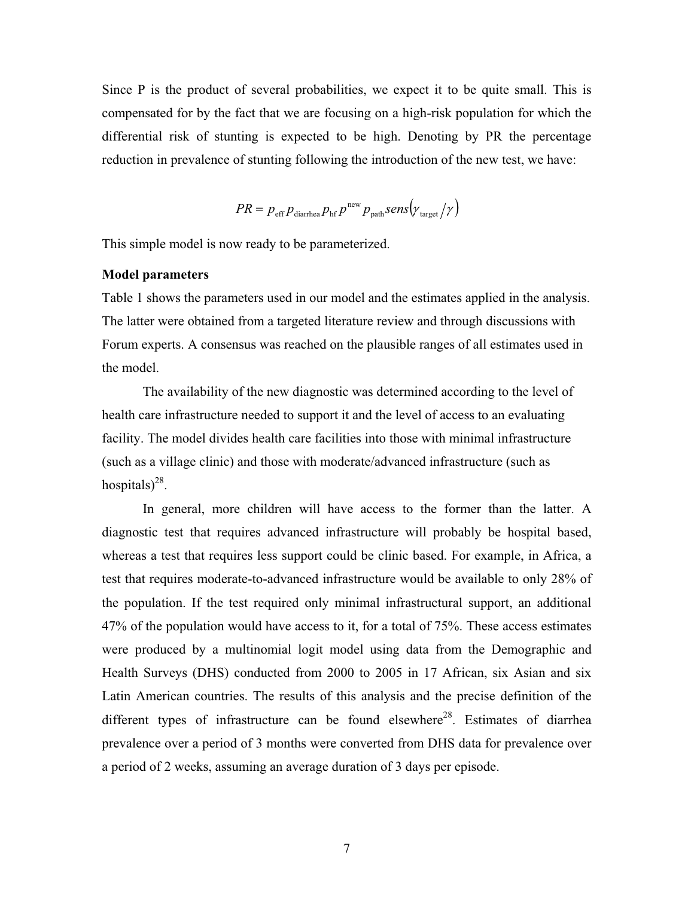Since P is the product of several probabilities, we expect it to be quite small. This is compensated for by the fact that we are focusing on a high-risk population for which the differential risk of stunting is expected to be high. Denoting by PR the percentage reduction in prevalence of stunting following the introduction of the new test, we have:

$$PR = p_{\text{eff}}\, p_{\text{diarrhea}}\, p_{\text{hf}}\, p^{\text{new}}\, p_{\text{path}}\, sens\left(\gamma_{\text{target}} / \gamma\right)$$

This simple model is now ready to be parameterized.

**Model parameters**

Table 1 shows the parameters used in our model and the estimates applied in the analysis. The latter were obtained from a targeted literature review and through discussions with Forum experts. A consensus was reached on the plausible ranges of all estimates used in the model.

The availability of the new diagnostic was determined according to the level of health care infrastructure needed to support it and the level of access to an evaluating facility. The model divides health care facilities into those with minimal infrastructure (such as a village clinic) and those with moderate/advanced infrastructure (such as hospitals)[28].

In general, more children will have access to the former than the latter. A diagnostic test that requires advanced infrastructure will probably be hospital based, whereas a test that requires less support could be clinic based. For example, in Africa, a test that requires moderate-to-advanced infrastructure would be available to only 28% of the population. If the test required only minimal infrastructural support, an additional 47% of the population would have access to it, for a total of 75%. These access estimates were produced by a multinomial logit model using data from the Demographic and Health Surveys (DHS) conducted from 2000 to 2005 in 17 African, six Asian and six Latin American countries. The results of this analysis and the precise definition of the different types of infrastructure can be found elsewhere[28]. Estimates of diarrhea prevalence over a period of 3 months were converted from DHS data for prevalence over a period of 2 weeks, assuming an average duration of 3 days per episode.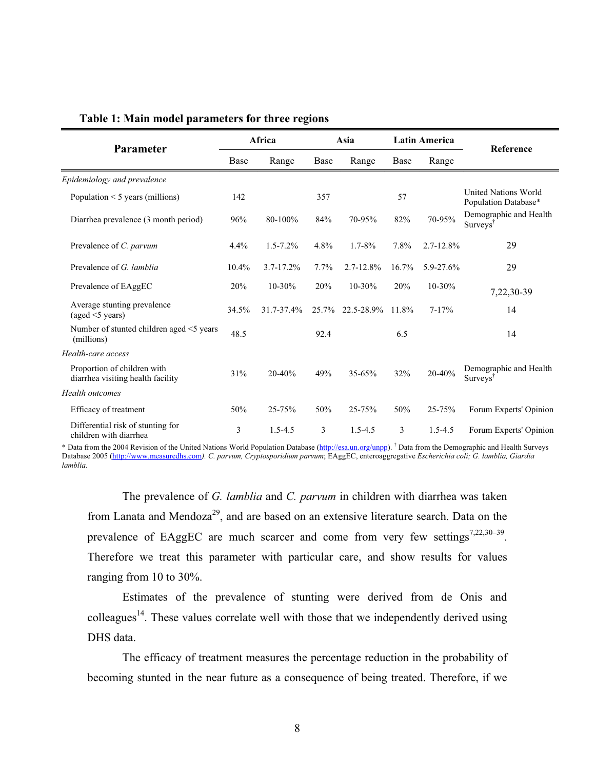**Table 1: Main model parameters for three regions**

| Parameter | Africa | | Asia | | Latin America | | Reference |
|---|---|---|---|---|---|---|---|
| | Base | Range | Base | Range | Base | Range | |
| *Epidemiology and prevalence* | | | | | | | |
| Population < 5 years (millions) | 142 | | 357 | | 57 | | United Nations World Population Database* |
| Diarrhea prevalence (3 month period) | 96% | 80-100% | 84% | 70-95% | 82% | 70-95% | Demographic and Health Surveys† |
| Prevalence of *C. parvum* | 4.4% | 1.5-7.2% | 4.8% | 1.7-8% | 7.8% | 2.7-12.8% | 29 |
| Prevalence of *G. lamblia* | 10.4% | 3.7-17.2% | 7.7% | 2.7-12.8% | 16.7% | 5.9-27.6% | 29 |
| Prevalence of EAggEC | 20% | 10-30% | 20% | 10-30% | 20% | 10-30% | 7,22,30-39 |
| Average stunting prevalence (aged <5 years) | 34.5% | 31.7-37.4% | 25.7% | 22.5-28.9% | 11.8% | 7-17% | 14 |
| Number of stunted children aged <5 years (millions) | 48.5 | | 92.4 | | 6.5 | | 14 |
| *Health-care access* | | | | | | | |
| Proportion of children with diarrhea visiting health facility | 31% | 20-40% | 49% | 35-65% | 32% | 20-40% | Demographic and Health Surveys† |
| *Health outcomes* | | | | | | | |
| Efficacy of treatment | 50% | 25-75% | 50% | 25-75% | 50% | 25-75% | Forum Experts' Opinion |
| Differential risk of stunting for children with diarrhea | 3 | 1.5-4.5 | 3 | 1.5-4.5 | 3 | 1.5-4.5 | Forum Experts' Opinion |

\* Data from the 2004 Revision of the United Nations World Population Database (http://esa.un.org/unpp). † Data from the Demographic and Health Surveys Database 2005 (http://www.measuredhs.com). *C. parvum, Cryptosporidium parvum*; EAggEC, enteroaggregative *Escherichia coli; G. lamblia, Giardia lamblia*.

The prevalence of *G. lamblia* and *C. parvum* in children with diarrhea was taken from Lanata and Mendoza[29], and are based on an extensive literature search. Data on the prevalence of EAggEC are much scarcer and come from very few settings[7,22,30–39]. Therefore we treat this parameter with particular care, and show results for values ranging from 10 to 30%.

Estimates of the prevalence of stunting were derived from de Onis and colleagues[14]. These values correlate well with those that we independently derived using DHS data.

The efficacy of treatment measures the percentage reduction in the probability of becoming stunted in the near future as a consequence of being treated. Therefore, if we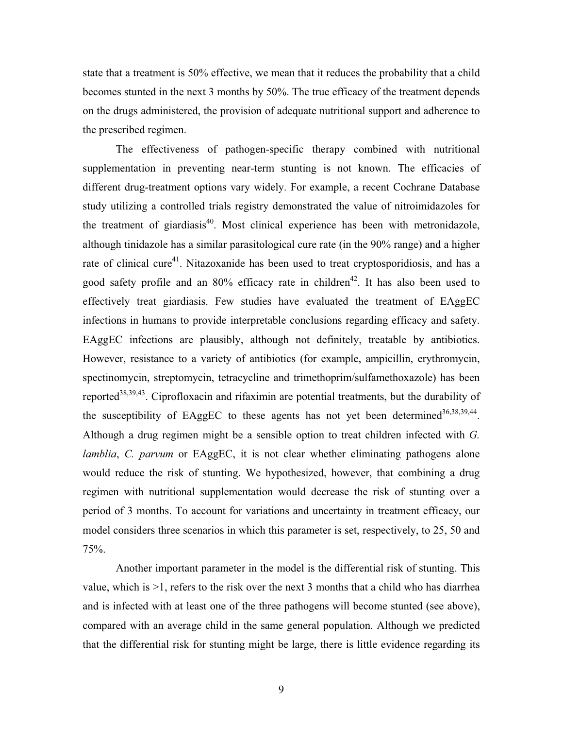state that a treatment is 50% effective, we mean that it reduces the probability that a child becomes stunted in the next 3 months by 50%. The true efficacy of the treatment depends on the drugs administered, the provision of adequate nutritional support and adherence to the prescribed regimen.

The effectiveness of pathogen-specific therapy combined with nutritional supplementation in preventing near-term stunting is not known. The efficacies of different drug-treatment options vary widely. For example, a recent Cochrane Database study utilizing a controlled trials registry demonstrated the value of nitroimidazoles for the treatment of giardiasis[40]. Most clinical experience has been with metronidazole, although tinidazole has a similar parasitological cure rate (in the 90% range) and a higher rate of clinical cure[41]. Nitazoxanide has been used to treat cryptosporidiosis, and has a good safety profile and an 80% efficacy rate in children[42]. It has also been used to effectively treat giardiasis. Few studies have evaluated the treatment of EAggEC infections in humans to provide interpretable conclusions regarding efficacy and safety. EAggEC infections are plausibly, although not definitely, treatable by antibiotics. However, resistance to a variety of antibiotics (for example, ampicillin, erythromycin, spectinomycin, streptomycin, tetracycline and trimethoprim/sulfamethoxazole) has been reported[38,39,43]. Ciprofloxacin and rifaximin are potential treatments, but the durability of the susceptibility of EAggEC to these agents has not yet been determined[36,38,39,44]. Although a drug regimen might be a sensible option to treat children infected with *G. lamblia*, *C. parvum* or EAggEC, it is not clear whether eliminating pathogens alone would reduce the risk of stunting. We hypothesized, however, that combining a drug regimen with nutritional supplementation would decrease the risk of stunting over a period of 3 months. To account for variations and uncertainty in treatment efficacy, our model considers three scenarios in which this parameter is set, respectively, to 25, 50 and 75%.

Another important parameter in the model is the differential risk of stunting. This value, which is >1, refers to the risk over the next 3 months that a child who has diarrhea and is infected with at least one of the three pathogens will become stunted (see above), compared with an average child in the same general population. Although we predicted that the differential risk for stunting might be large, there is little evidence regarding its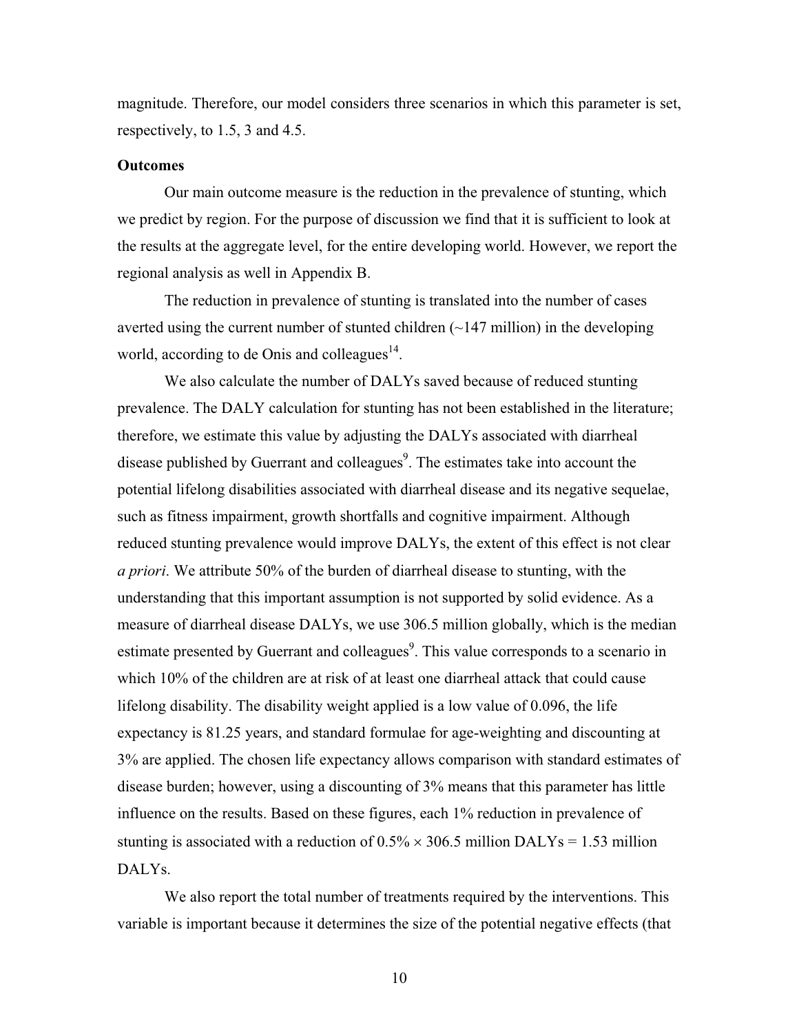magnitude. Therefore, our model considers three scenarios in which this parameter is set, respectively, to 1.5, 3 and 4.5.

**Outcomes**

Our main outcome measure is the reduction in the prevalence of stunting, which we predict by region. For the purpose of discussion we find that it is sufficient to look at the results at the aggregate level, for the entire developing world. However, we report the regional analysis as well in Appendix B.

The reduction in prevalence of stunting is translated into the number of cases averted using the current number of stunted children (~147 million) in the developing world, according to de Onis and colleagues[14].

We also calculate the number of DALYs saved because of reduced stunting prevalence. The DALY calculation for stunting has not been established in the literature; therefore, we estimate this value by adjusting the DALYs associated with diarrheal disease published by Guerrant and colleagues[9]. The estimates take into account the potential lifelong disabilities associated with diarrheal disease and its negative sequelae, such as fitness impairment, growth shortfalls and cognitive impairment. Although reduced stunting prevalence would improve DALYs, the extent of this effect is not clear *a priori*. We attribute 50% of the burden of diarrheal disease to stunting, with the understanding that this important assumption is not supported by solid evidence. As a measure of diarrheal disease DALYs, we use 306.5 million globally, which is the median estimate presented by Guerrant and colleagues[9]. This value corresponds to a scenario in which 10% of the children are at risk of at least one diarrheal attack that could cause lifelong disability. The disability weight applied is a low value of 0.096, the life expectancy is 81.25 years, and standard formulae for age-weighting and discounting at 3% are applied. The chosen life expectancy allows comparison with standard estimates of disease burden; however, using a discounting of 3% means that this parameter has little influence on the results. Based on these figures, each 1% reduction in prevalence of stunting is associated with a reduction of $0.5\% \times 306.5$ million DALYs = 1.53 million DALYs.

We also report the total number of treatments required by the interventions. This variable is important because it determines the size of the potential negative effects (that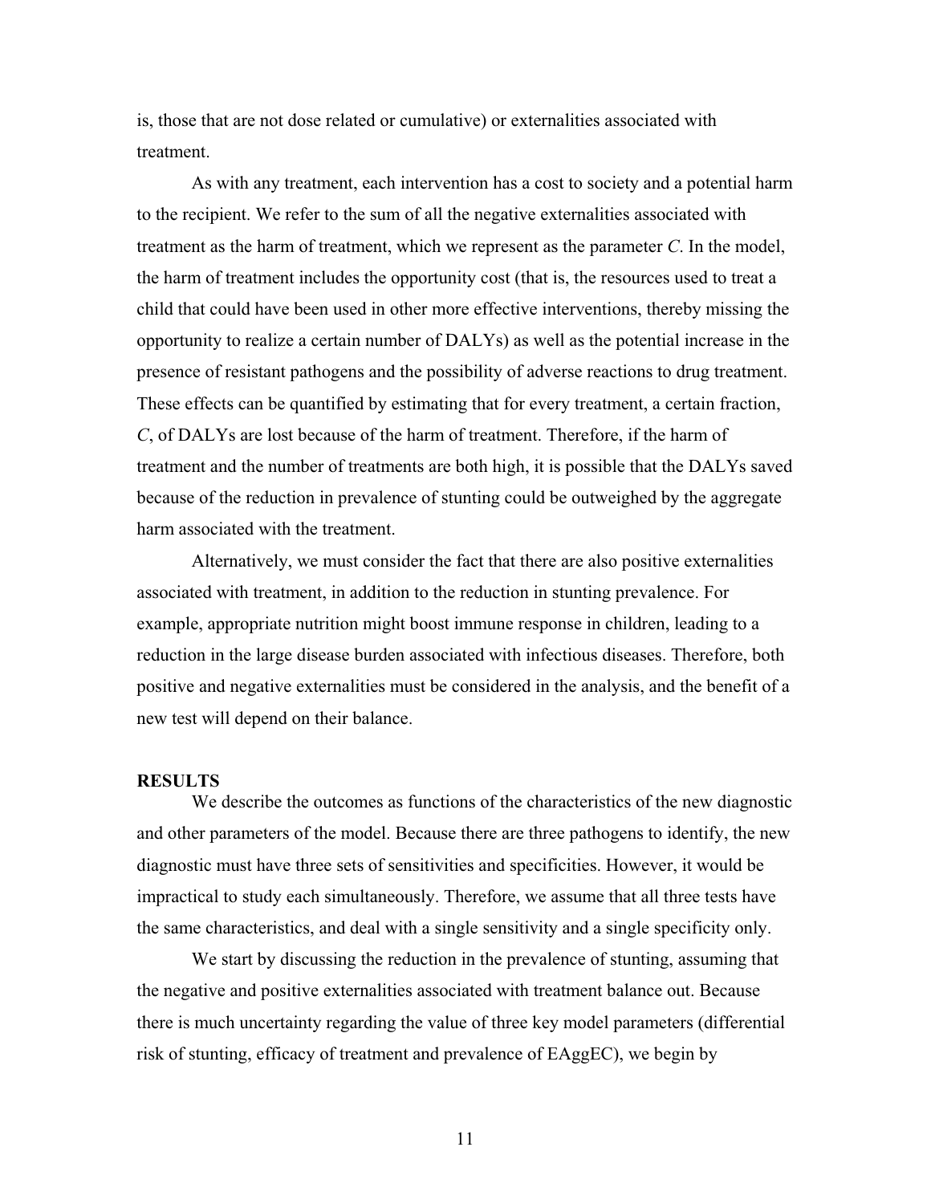is, those that are not dose related or cumulative) or externalities associated with treatment.

As with any treatment, each intervention has a cost to society and a potential harm to the recipient. We refer to the sum of all the negative externalities associated with treatment as the harm of treatment, which we represent as the parameter $C$. In the model, the harm of treatment includes the opportunity cost (that is, the resources used to treat a child that could have been used in other more effective interventions, thereby missing the opportunity to realize a certain number of DALYs) as well as the potential increase in the presence of resistant pathogens and the possibility of adverse reactions to drug treatment. These effects can be quantified by estimating that for every treatment, a certain fraction, $C$, of DALYs are lost because of the harm of treatment. Therefore, if the harm of treatment and the number of treatments are both high, it is possible that the DALYs saved because of the reduction in prevalence of stunting could be outweighed by the aggregate harm associated with the treatment.

Alternatively, we must consider the fact that there are also positive externalities associated with treatment, in addition to the reduction in stunting prevalence. For example, appropriate nutrition might boost immune response in children, leading to a reduction in the large disease burden associated with infectious diseases. Therefore, both positive and negative externalities must be considered in the analysis, and the benefit of a new test will depend on their balance.

## RESULTS

We describe the outcomes as functions of the characteristics of the new diagnostic and other parameters of the model. Because there are three pathogens to identify, the new diagnostic must have three sets of sensitivities and specificities. However, it would be impractical to study each simultaneously. Therefore, we assume that all three tests have the same characteristics, and deal with a single sensitivity and a single specificity only.

We start by discussing the reduction in the prevalence of stunting, assuming that the negative and positive externalities associated with treatment balance out. Because there is much uncertainty regarding the value of three key model parameters (differential risk of stunting, efficacy of treatment and prevalence of EAggEC), we begin by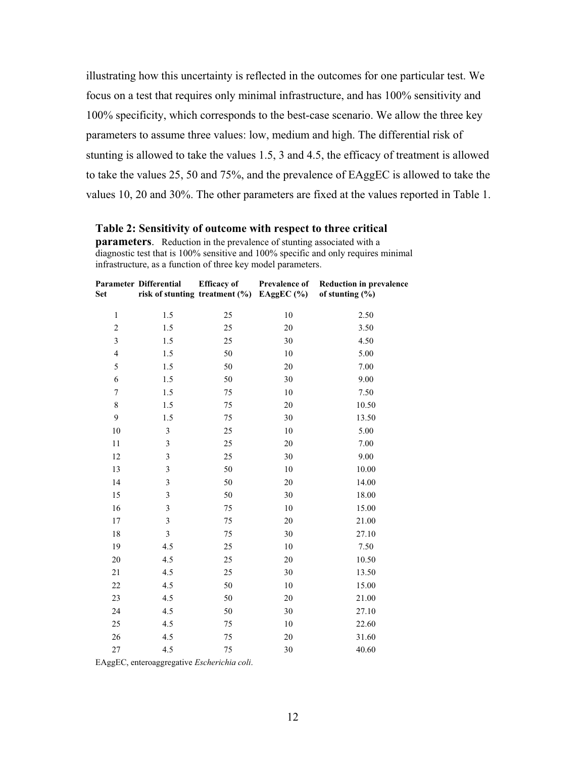illustrating how this uncertainty is reflected in the outcomes for one particular test. We focus on a test that requires only minimal infrastructure, and has 100% sensitivity and 100% specificity, which corresponds to the best-case scenario. We allow the three key parameters to assume three values: low, medium and high. The differential risk of stunting is allowed to take the values 1.5, 3 and 4.5, the efficacy of treatment is allowed to take the values 25, 50 and 75%, and the prevalence of EAggEC is allowed to take the values 10, 20 and 30%. The other parameters are fixed at the values reported in Table 1.

**Table 2: Sensitivity of outcome with respect to three critical parameters**. Reduction in the prevalence of stunting associated with a diagnostic test that is 100% sensitive and 100% specific and only requires minimal infrastructure, as a function of three key model parameters.

| Parameter Set | Differential risk of stunting | Efficacy of treatment (%) | Prevalence of EAggEC (%) | Reduction in prevalence of stunting (%) |
|---|---|---|---|---|
| 1 | 1.5 | 25 | 10 | 2.50 |
| 2 | 1.5 | 25 | 20 | 3.50 |
| 3 | 1.5 | 25 | 30 | 4.50 |
| 4 | 1.5 | 50 | 10 | 5.00 |
| 5 | 1.5 | 50 | 20 | 7.00 |
| 6 | 1.5 | 50 | 30 | 9.00 |
| 7 | 1.5 | 75 | 10 | 7.50 |
| 8 | 1.5 | 75 | 20 | 10.50 |
| 9 | 1.5 | 75 | 30 | 13.50 |
| 10 | 3 | 25 | 10 | 5.00 |
| 11 | 3 | 25 | 20 | 7.00 |
| 12 | 3 | 25 | 30 | 9.00 |
| 13 | 3 | 50 | 10 | 10.00 |
| 14 | 3 | 50 | 20 | 14.00 |
| 15 | 3 | 50 | 30 | 18.00 |
| 16 | 3 | 75 | 10 | 15.00 |
| 17 | 3 | 75 | 20 | 21.00 |
| 18 | 3 | 75 | 30 | 27.10 |
| 19 | 4.5 | 25 | 10 | 7.50 |
| 20 | 4.5 | 25 | 20 | 10.50 |
| 21 | 4.5 | 25 | 30 | 13.50 |
| 22 | 4.5 | 50 | 10 | 15.00 |
| 23 | 4.5 | 50 | 20 | 21.00 |
| 24 | 4.5 | 50 | 30 | 27.10 |
| 25 | 4.5 | 75 | 10 | 22.60 |
| 26 | 4.5 | 75 | 20 | 31.60 |
| 27 | 4.5 | 75 | 30 | 40.60 |

EAggEC, enteroaggregative *Escherichia coli*.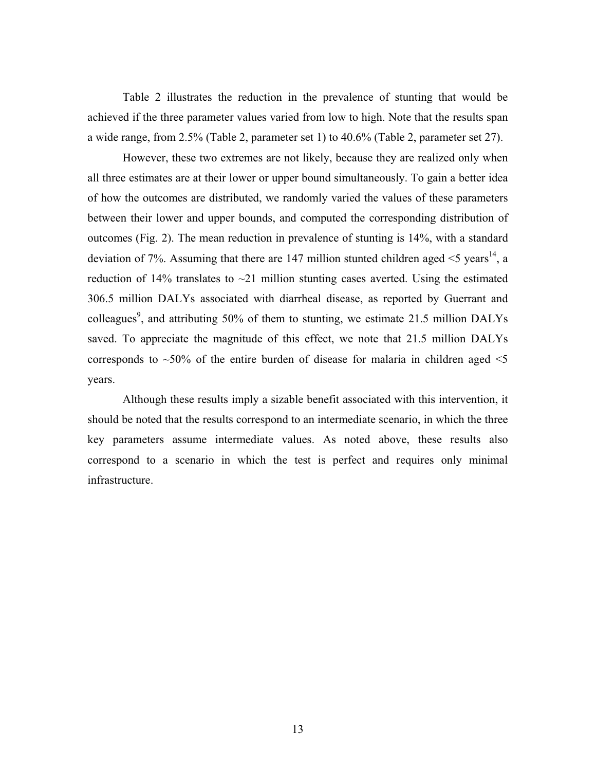Table 2 illustrates the reduction in the prevalence of stunting that would be achieved if the three parameter values varied from low to high. Note that the results span a wide range, from 2.5% (Table 2, parameter set 1) to 40.6% (Table 2, parameter set 27).

However, these two extremes are not likely, because they are realized only when all three estimates are at their lower or upper bound simultaneously. To gain a better idea of how the outcomes are distributed, we randomly varied the values of these parameters between their lower and upper bounds, and computed the corresponding distribution of outcomes (Fig. 2). The mean reduction in prevalence of stunting is 14%, with a standard deviation of 7%. Assuming that there are 147 million stunted children aged <5 years[14], a reduction of 14% translates to ~21 million stunting cases averted. Using the estimated 306.5 million DALYs associated with diarrheal disease, as reported by Guerrant and colleagues[9], and attributing 50% of them to stunting, we estimate 21.5 million DALYs saved. To appreciate the magnitude of this effect, we note that 21.5 million DALYs corresponds to ~50% of the entire burden of disease for malaria in children aged <5 years.

Although these results imply a sizable benefit associated with this intervention, it should be noted that the results correspond to an intermediate scenario, in which the three key parameters assume intermediate values. As noted above, these results also correspond to a scenario in which the test is perfect and requires only minimal infrastructure.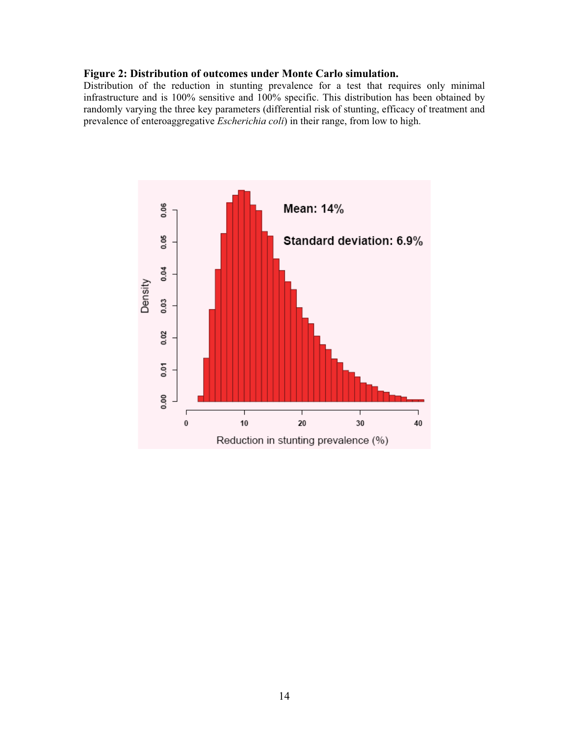**Figure 2: Distribution of outcomes under Monte Carlo simulation.**

Distribution of the reduction in stunting prevalence for a test that requires only minimal infrastructure and is 100% sensitive and 100% specific. This distribution has been obtained by randomly varying the three key parameters (differential risk of stunting, efficacy of treatment and prevalence of enteroaggregative *Escherichia coli*) in their range, from low to high.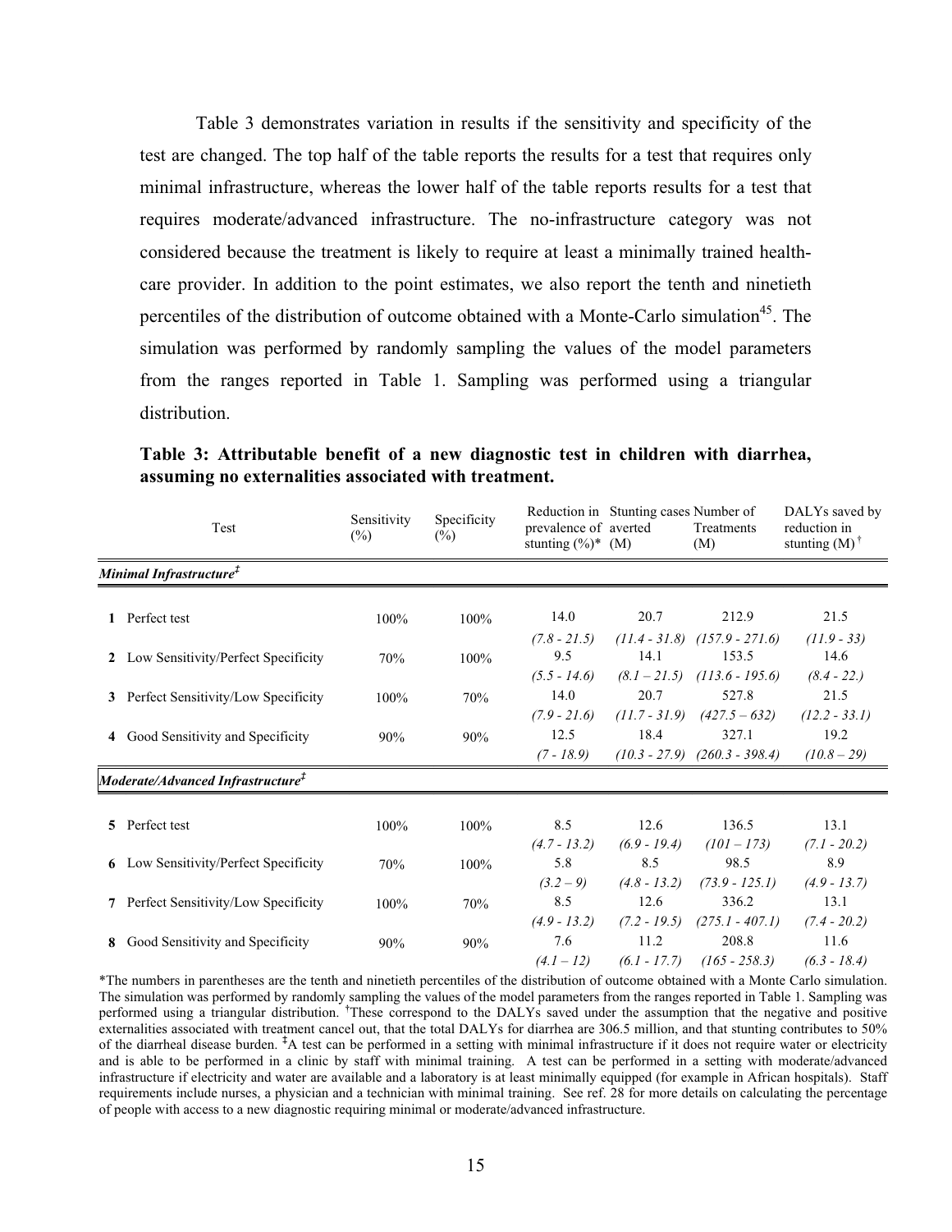Table 3 demonstrates variation in results if the sensitivity and specificity of the test are changed. The top half of the table reports the results for a test that requires only minimal infrastructure, whereas the lower half of the table reports results for a test that requires moderate/advanced infrastructure. The no-infrastructure category was not considered because the treatment is likely to require at least a minimally trained health-care provider. In addition to the point estimates, we also report the tenth and ninetieth percentiles of the distribution of outcome obtained with a Monte-Carlo simulation[45]. The simulation was performed by randomly sampling the values of the model parameters from the ranges reported in Table 1. Sampling was performed using a triangular distribution.

**Table 3: Attributable benefit of a new diagnostic test in children with diarrhea, assuming no externalities associated with treatment.**

| | Test | Sensitivity (%) | Specificity (%) | Reduction in prevalence of stunting (%)* | Stunting cases averted (M) | Number of Treatments (M) | DALYs saved by reduction in stunting (M) † |
|---|---|---|---|---|---|---|---|
| ***Minimal Infrastructure‡*** | | | | | | | |
| 1 | Perfect test | 100% | 100% | 14.0 | 20.7 | 212.9 | 21.5 |
| | | | | *(7.8 - 21.5)* | *(11.4 - 31.8)* | *(157.9 - 271.6)* | *(11.9 - 33)* |
| 2 | Low Sensitivity/Perfect Specificity | 70% | 100% | 9.5 | 14.1 | 153.5 | 14.6 |
| | | | | *(5.5 - 14.6)* | *(8.1 – 21.5)* | *(113.6 - 195.6)* | *(8.4 - 22.)* |
| 3 | Perfect Sensitivity/Low Specificity | 100% | 70% | 14.0 | 20.7 | 527.8 | 21.5 |
| | | | | *(7.9 - 21.6)* | *(11.7 - 31.9)* | *(427.5 – 632)* | *(12.2 - 33.1)* |
| 4 | Good Sensitivity and Specificity | 90% | 90% | 12.5 | 18.4 | 327.1 | 19.2 |
| | | | | *(7 - 18.9)* | *(10.3 - 27.9)* | *(260.3 - 398.4)* | *(10.8 – 29)* |
| ***Moderate/Advanced Infrastructure‡*** | | | | | | | |
| 5 | Perfect test | 100% | 100% | 8.5 | 12.6 | 136.5 | 13.1 |
| | | | | *(4.7 - 13.2)* | *(6.9 - 19.4)* | *(101 – 173)* | *(7.1 - 20.2)* |
| 6 | Low Sensitivity/Perfect Specificity | 70% | 100% | 5.8 | 8.5 | 98.5 | 8.9 |
| | | | | *(3.2 – 9)* | *(4.8 - 13.2)* | *(73.9 - 125.1)* | *(4.9 - 13.7)* |
| 7 | Perfect Sensitivity/Low Specificity | 100% | 70% | 8.5 | 12.6 | 336.2 | 13.1 |
| | | | | *(4.9 - 13.2)* | *(7.2 - 19.5)* | *(275.1 - 407.1)* | *(7.4 - 20.2)* |
| 8 | Good Sensitivity and Specificity | 90% | 90% | 7.6 | 11.2 | 208.8 | 11.6 |
| | | | | *(4.1 – 12)* | *(6.1 - 17.7)* | *(165 - 258.3)* | *(6.3 - 18.4)* |

*The numbers in parentheses are the tenth and ninetieth percentiles of the distribution of outcome obtained with a Monte Carlo simulation. The simulation was performed by randomly sampling the values of the model parameters from the ranges reported in Table 1. Sampling was performed using a triangular distribution. †These correspond to the DALYs saved under the assumption that the negative and positive externalities associated with treatment cancel out, that the total DALYs for diarrhea are 306.5 million, and that stunting contributes to 50% of the diarrheal disease burden. ‡A test can be performed in a setting with minimal infrastructure if it does not require water or electricity and is able to be performed in a clinic by staff with minimal training. A test can be performed in a setting with moderate/advanced infrastructure if electricity and water are available and a laboratory is at least minimally equipped (for example in African hospitals). Staff requirements include nurses, a physician and a technician with minimal training. See ref. 28 for more details on calculating the percentage of people with access to a new diagnostic requiring minimal or moderate/advanced infrastructure.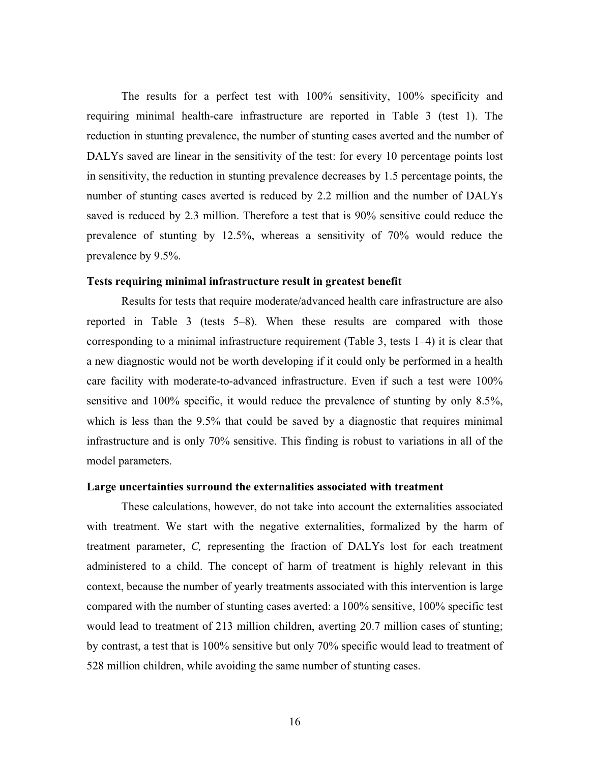The results for a perfect test with 100% sensitivity, 100% specificity and requiring minimal health-care infrastructure are reported in Table 3 (test 1). The reduction in stunting prevalence, the number of stunting cases averted and the number of DALYs saved are linear in the sensitivity of the test: for every 10 percentage points lost in sensitivity, the reduction in stunting prevalence decreases by 1.5 percentage points, the number of stunting cases averted is reduced by 2.2 million and the number of DALYs saved is reduced by 2.3 million. Therefore a test that is 90% sensitive could reduce the prevalence of stunting by 12.5%, whereas a sensitivity of 70% would reduce the prevalence by 9.5%.

### Tests requiring minimal infrastructure result in greatest benefit

Results for tests that require moderate/advanced health care infrastructure are also reported in Table 3 (tests 5–8). When these results are compared with those corresponding to a minimal infrastructure requirement (Table 3, tests 1–4) it is clear that a new diagnostic would not be worth developing if it could only be performed in a health care facility with moderate-to-advanced infrastructure. Even if such a test were 100% sensitive and 100% specific, it would reduce the prevalence of stunting by only 8.5%, which is less than the 9.5% that could be saved by a diagnostic that requires minimal infrastructure and is only 70% sensitive. This finding is robust to variations in all of the model parameters.

### Large uncertainties surround the externalities associated with treatment

These calculations, however, do not take into account the externalities associated with treatment. We start with the negative externalities, formalized by the harm of treatment parameter, $C$, representing the fraction of DALYs lost for each treatment administered to a child. The concept of harm of treatment is highly relevant in this context, because the number of yearly treatments associated with this intervention is large compared with the number of stunting cases averted: a 100% sensitive, 100% specific test would lead to treatment of 213 million children, averting 20.7 million cases of stunting; by contrast, a test that is 100% sensitive but only 70% specific would lead to treatment of 528 million children, while avoiding the same number of stunting cases.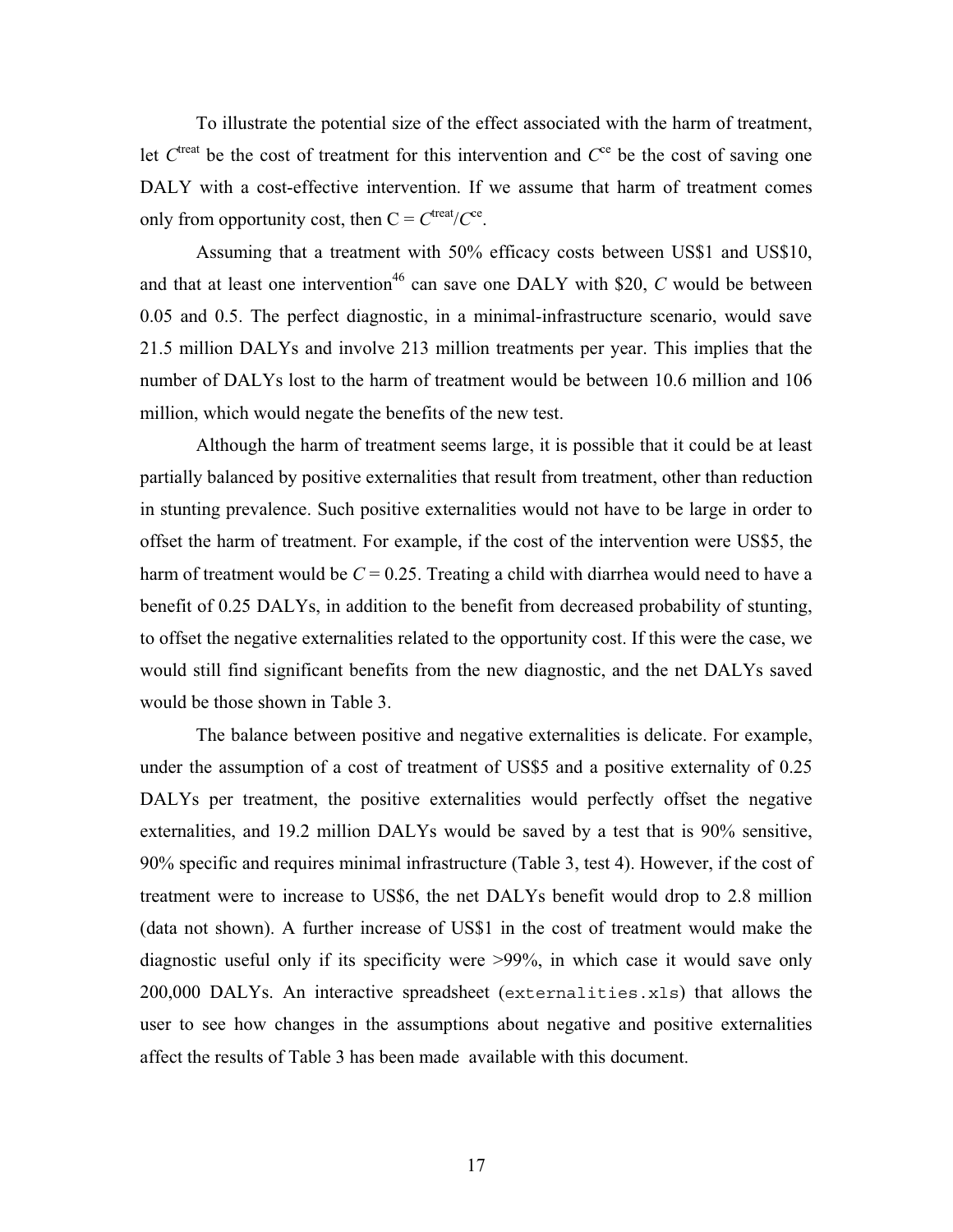To illustrate the potential size of the effect associated with the harm of treatment, let $C^{\text{treat}}$ be the cost of treatment for this intervention and $C^{\text{ce}}$ be the cost of saving one DALY with a cost-effective intervention. If we assume that harm of treatment comes only from opportunity cost, then $C = C^{\text{treat}}/C^{\text{ce}}$.

Assuming that a treatment with 50% efficacy costs between US$1 and US$10, and that at least one intervention[46] can save one DALY with $20, $C$ would be between 0.05 and 0.5. The perfect diagnostic, in a minimal-infrastructure scenario, would save 21.5 million DALYs and involve 213 million treatments per year. This implies that the number of DALYs lost to the harm of treatment would be between 10.6 million and 106 million, which would negate the benefits of the new test.

Although the harm of treatment seems large, it is possible that it could be at least partially balanced by positive externalities that result from treatment, other than reduction in stunting prevalence. Such positive externalities would not have to be large in order to offset the harm of treatment. For example, if the cost of the intervention were US$5, the harm of treatment would be $C = 0.25$. Treating a child with diarrhea would need to have a benefit of 0.25 DALYs, in addition to the benefit from decreased probability of stunting, to offset the negative externalities related to the opportunity cost. If this were the case, we would still find significant benefits from the new diagnostic, and the net DALYs saved would be those shown in Table 3.

The balance between positive and negative externalities is delicate. For example, under the assumption of a cost of treatment of US$5 and a positive externality of 0.25 DALYs per treatment, the positive externalities would perfectly offset the negative externalities, and 19.2 million DALYs would be saved by a test that is 90% sensitive, 90% specific and requires minimal infrastructure (Table 3, test 4). However, if the cost of treatment were to increase to US$6, the net DALYs benefit would drop to 2.8 million (data not shown). A further increase of US$1 in the cost of treatment would make the diagnostic useful only if its specificity were >99%, in which case it would save only 200,000 DALYs. An interactive spreadsheet (`externalities.xls`) that allows the user to see how changes in the assumptions about negative and positive externalities affect the results of Table 3 has been made available with this document.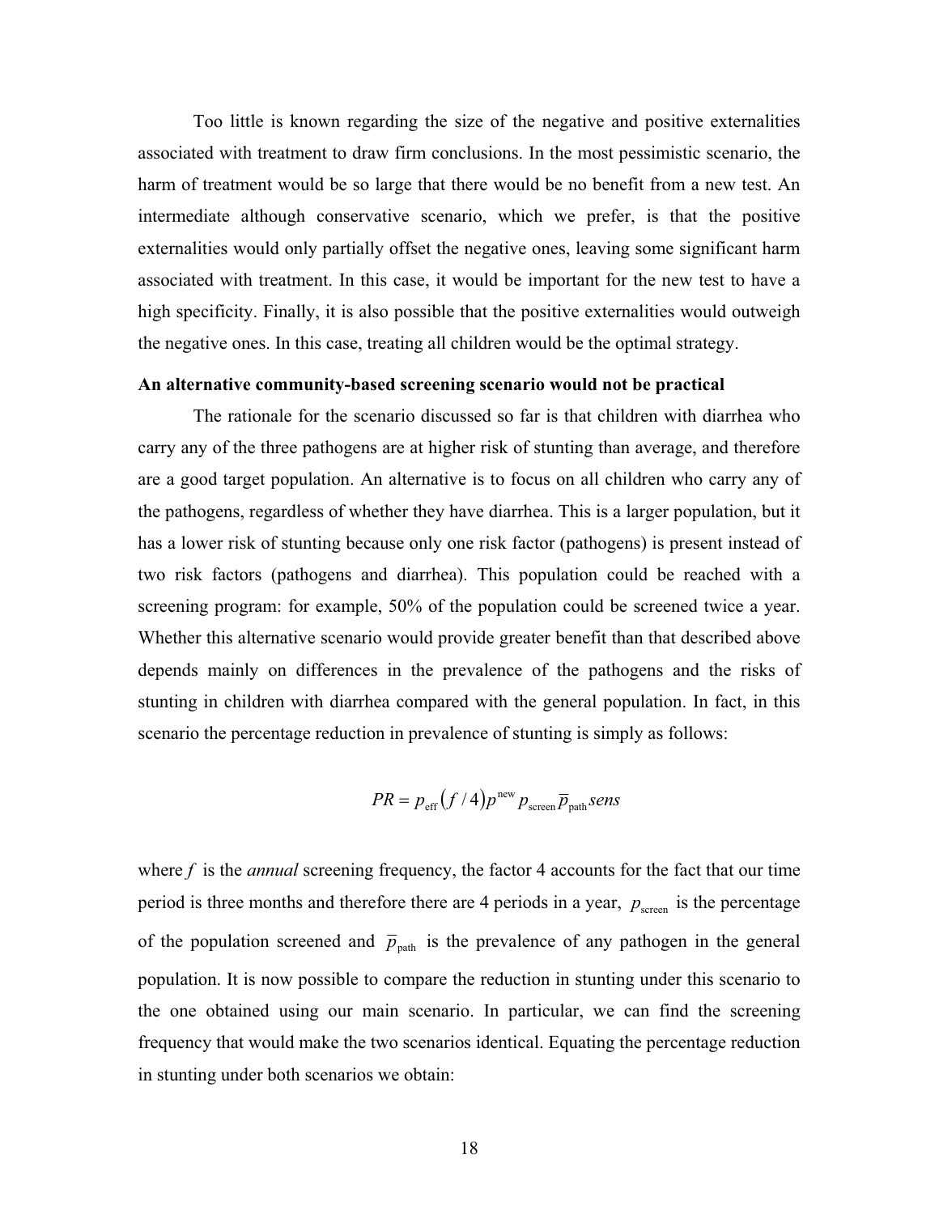Too little is known regarding the size of the negative and positive externalities associated with treatment to draw firm conclusions. In the most pessimistic scenario, the harm of treatment would be so large that there would be no benefit from a new test. An intermediate although conservative scenario, which we prefer, is that the positive externalities would only partially offset the negative ones, leaving some significant harm associated with treatment. In this case, it would be important for the new test to have a high specificity. Finally, it is also possible that the positive externalities would outweigh the negative ones. In this case, treating all children would be the optimal strategy.

**An alternative community-based screening scenario would not be practical**

The rationale for the scenario discussed so far is that children with diarrhea who carry any of the three pathogens are at higher risk of stunting than average, and therefore are a good target population. An alternative is to focus on all children who carry any of the pathogens, regardless of whether they have diarrhea. This is a larger population, but it has a lower risk of stunting because only one risk factor (pathogens) is present instead of two risk factors (pathogens and diarrhea). This population could be reached with a screening program: for example, 50% of the population could be screened twice a year. Whether this alternative scenario would provide greater benefit than that described above depends mainly on differences in the prevalence of the pathogens and the risks of stunting in children with diarrhea compared with the general population. In fact, in this scenario the percentage reduction in prevalence of stunting is simply as follows:

$$PR = p_{\text{eff}}\left(f/4\right)p^{\text{new}}p_{\text{screen}}\overline{p}_{\text{path}}sens$$

where $f$ is the *annual* screening frequency, the factor 4 accounts for the fact that our time period is three months and therefore there are 4 periods in a year, $p_{\text{screen}}$ is the percentage of the population screened and $\overline{p}_{\text{path}}$ is the prevalence of any pathogen in the general population. It is now possible to compare the reduction in stunting under this scenario to the one obtained using our main scenario. In particular, we can find the screening frequency that would make the two scenarios identical. Equating the percentage reduction in stunting under both scenarios we obtain: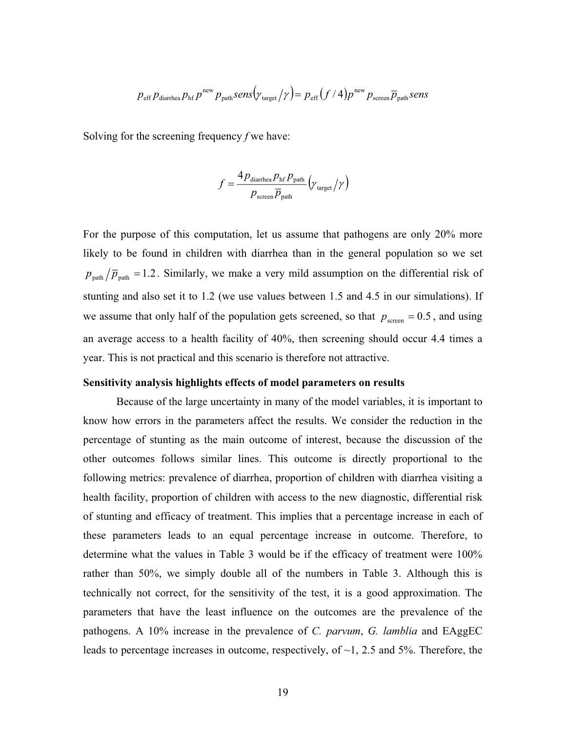$$p_{\text{eff}}\, p_{\text{diarrhea}}\, p_{\text{hf}}\, p^{\text{new}}\, p_{\text{path}}\, sens\left(\gamma_{\text{target}}/\gamma\right) = p_{\text{eff}}\left(f/4\right)p^{\text{new}}\, p_{\text{screen}}\, \overline{p}_{\text{path}}\, sens$$

Solving for the screening frequency *f* we have:

$$f = \frac{4 p_{\text{diarrhea}}\, p_{\text{hf}}\, p_{\text{path}}}{p_{\text{screen}}\, \overline{p}_{\text{path}}}\left(\gamma_{\text{target}}/\gamma\right)$$

For the purpose of this computation, let us assume that pathogens are only 20% more likely to be found in children with diarrhea than in the general population so we set $p_{\text{path}}/\overline{p}_{\text{path}} = 1.2$. Similarly, we make a very mild assumption on the differential risk of stunting and also set it to 1.2 (we use values between 1.5 and 4.5 in our simulations). If we assume that only half of the population gets screened, so that $p_{\text{screen}} = 0.5$, and using an average access to a health facility of 40%, then screening should occur 4.4 times a year. This is not practical and this scenario is therefore not attractive.

**Sensitivity analysis highlights effects of model parameters on results**

Because of the large uncertainty in many of the model variables, it is important to know how errors in the parameters affect the results. We consider the reduction in the percentage of stunting as the main outcome of interest, because the discussion of the other outcomes follows similar lines. This outcome is directly proportional to the following metrics: prevalence of diarrhea, proportion of children with diarrhea visiting a health facility, proportion of children with access to the new diagnostic, differential risk of stunting and efficacy of treatment. This implies that a percentage increase in each of these parameters leads to an equal percentage increase in outcome. Therefore, to determine what the values in Table 3 would be if the efficacy of treatment were 100% rather than 50%, we simply double all of the numbers in Table 3. Although this is technically not correct, for the sensitivity of the test, it is a good approximation. The parameters that have the least influence on the outcomes are the prevalence of the pathogens. A 10% increase in the prevalence of *C. parvum*, *G. lamblia* and EAggEC leads to percentage increases in outcome, respectively, of ~1, 2.5 and 5%. Therefore, the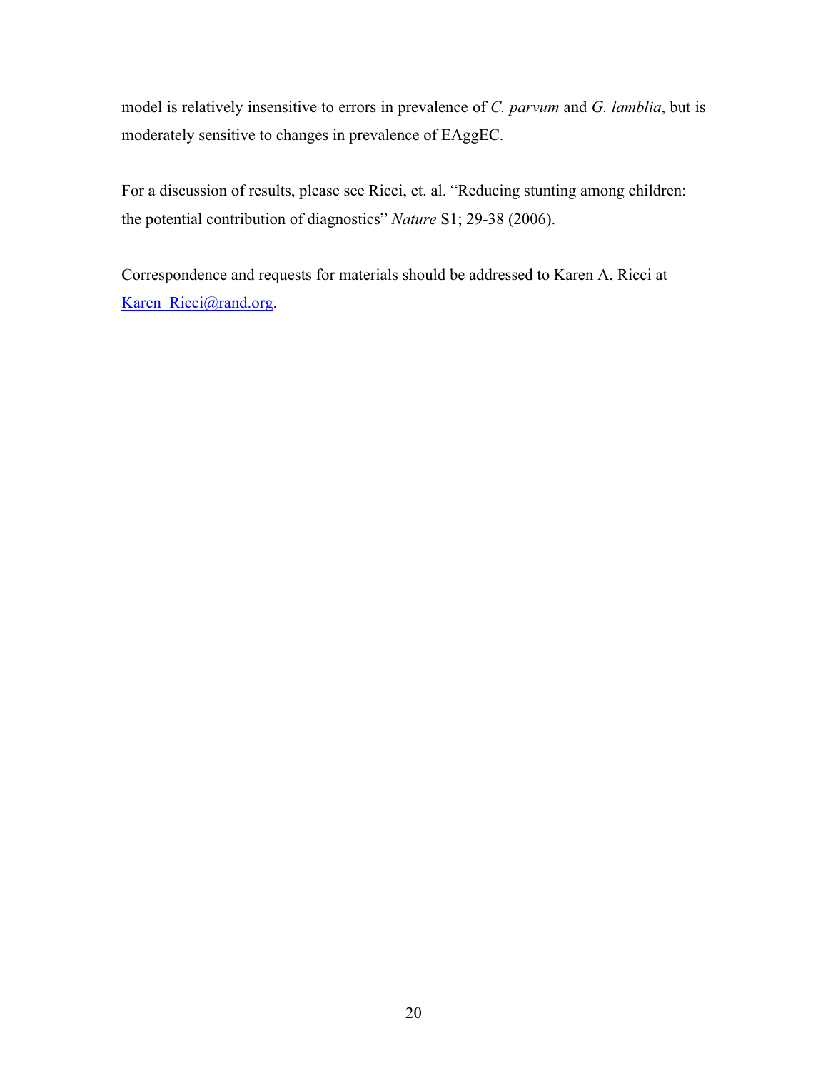model is relatively insensitive to errors in prevalence of *C. parvum* and *G. lamblia*, but is moderately sensitive to changes in prevalence of EAggEC.

For a discussion of results, please see Ricci, et. al. "Reducing stunting among children: the potential contribution of diagnostics" *Nature* S1; 29-38 (2006).

Correspondence and requests for materials should be addressed to Karen A. Ricci at Karen_Ricci@rand.org.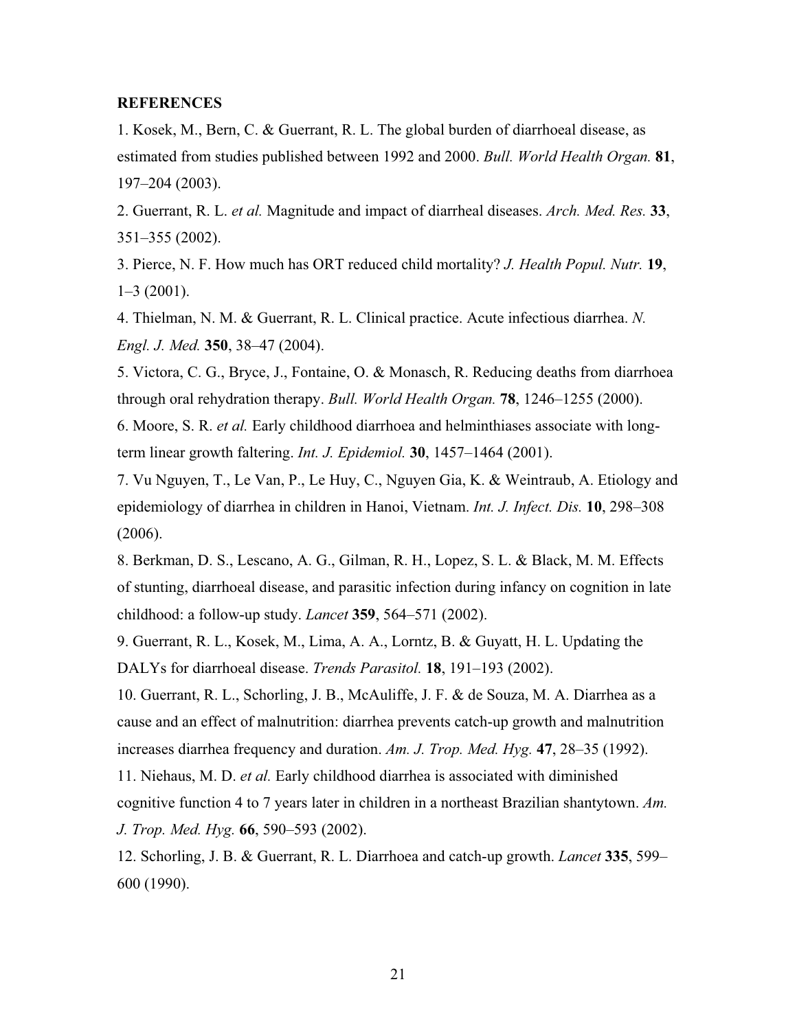**REFERENCES**

1. Kosek, M., Bern, C. & Guerrant, R. L. The global burden of diarrhoeal disease, as estimated from studies published between 1992 and 2000. *Bull. World Health Organ.* **81**, 197–204 (2003).

2. Guerrant, R. L. *et al.* Magnitude and impact of diarrheal diseases. *Arch. Med. Res.* **33**, 351–355 (2002).

3. Pierce, N. F. How much has ORT reduced child mortality? *J. Health Popul. Nutr.* **19**, 1–3 (2001).

4. Thielman, N. M. & Guerrant, R. L. Clinical practice. Acute infectious diarrhea. *N. Engl. J. Med.* **350**, 38–47 (2004).

5. Victora, C. G., Bryce, J., Fontaine, O. & Monasch, R. Reducing deaths from diarrhoea through oral rehydration therapy. *Bull. World Health Organ.* **78**, 1246–1255 (2000).

6. Moore, S. R. *et al.* Early childhood diarrhoea and helminthiases associate with long-term linear growth faltering. *Int. J. Epidemiol.* **30**, 1457–1464 (2001).

7. Vu Nguyen, T., Le Van, P., Le Huy, C., Nguyen Gia, K. & Weintraub, A. Etiology and epidemiology of diarrhea in children in Hanoi, Vietnam. *Int. J. Infect. Dis.* **10**, 298–308 (2006).

8. Berkman, D. S., Lescano, A. G., Gilman, R. H., Lopez, S. L. & Black, M. M. Effects of stunting, diarrhoeal disease, and parasitic infection during infancy on cognition in late childhood: a follow-up study. *Lancet* **359**, 564–571 (2002).

9. Guerrant, R. L., Kosek, M., Lima, A. A., Lorntz, B. & Guyatt, H. L. Updating the DALYs for diarrhoeal disease. *Trends Parasitol.* **18**, 191–193 (2002).

10. Guerrant, R. L., Schorling, J. B., McAuliffe, J. F. & de Souza, M. A. Diarrhea as a cause and an effect of malnutrition: diarrhea prevents catch-up growth and malnutrition increases diarrhea frequency and duration. *Am. J. Trop. Med. Hyg.* **47**, 28–35 (1992).

11. Niehaus, M. D. *et al.* Early childhood diarrhea is associated with diminished cognitive function 4 to 7 years later in children in a northeast Brazilian shantytown. *Am. J. Trop. Med. Hyg.* **66**, 590–593 (2002).

12. Schorling, J. B. & Guerrant, R. L. Diarrhoea and catch-up growth. *Lancet* **335**, 599–600 (1990).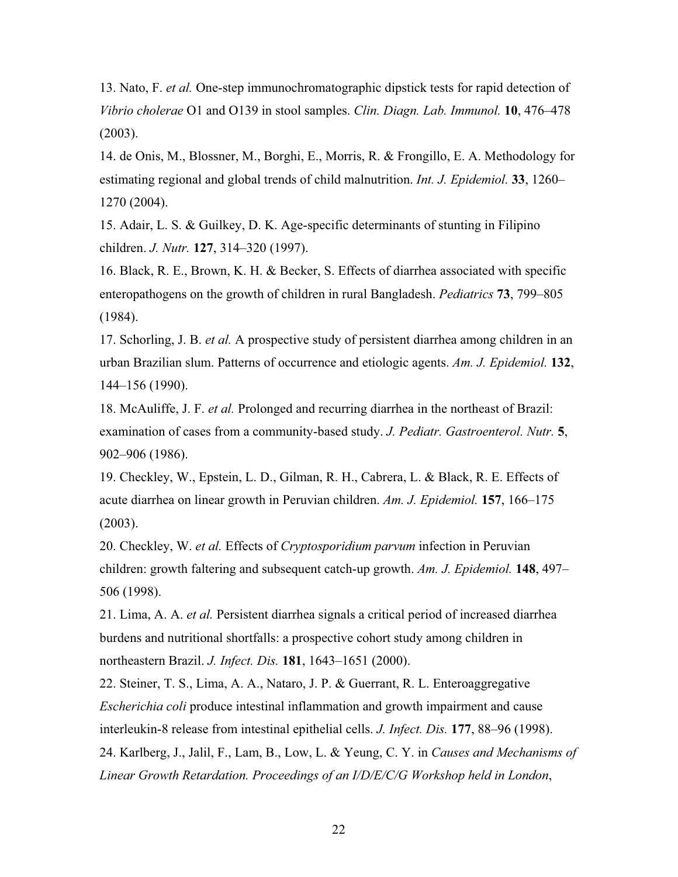13. Nato, F. *et al.* One-step immunochromatographic dipstick tests for rapid detection of *Vibrio cholerae* O1 and O139 in stool samples. *Clin. Diagn. Lab. Immunol.* **10**, 476–478 (2003).

14. de Onis, M., Blossner, M., Borghi, E., Morris, R. & Frongillo, E. A. Methodology for estimating regional and global trends of child malnutrition. *Int. J. Epidemiol.* **33**, 1260–1270 (2004).

15. Adair, L. S. & Guilkey, D. K. Age-specific determinants of stunting in Filipino children. *J. Nutr.* **127**, 314–320 (1997).

16. Black, R. E., Brown, K. H. & Becker, S. Effects of diarrhea associated with specific enteropathogens on the growth of children in rural Bangladesh. *Pediatrics* **73**, 799–805 (1984).

17. Schorling, J. B. *et al.* A prospective study of persistent diarrhea among children in an urban Brazilian slum. Patterns of occurrence and etiologic agents. *Am. J. Epidemiol.* **132**, 144–156 (1990).

18. McAuliffe, J. F. *et al.* Prolonged and recurring diarrhea in the northeast of Brazil: examination of cases from a community-based study. *J. Pediatr. Gastroenterol. Nutr.* **5**, 902–906 (1986).

19. Checkley, W., Epstein, L. D., Gilman, R. H., Cabrera, L. & Black, R. E. Effects of acute diarrhea on linear growth in Peruvian children. *Am. J. Epidemiol.* **157**, 166–175 (2003).

20. Checkley, W. *et al.* Effects of *Cryptosporidium parvum* infection in Peruvian children: growth faltering and subsequent catch-up growth. *Am. J. Epidemiol.* **148**, 497–506 (1998).

21. Lima, A. A. *et al.* Persistent diarrhea signals a critical period of increased diarrhea burdens and nutritional shortfalls: a prospective cohort study among children in northeastern Brazil. *J. Infect. Dis.* **181**, 1643–1651 (2000).

22. Steiner, T. S., Lima, A. A., Nataro, J. P. & Guerrant, R. L. Enteroaggregative *Escherichia coli* produce intestinal inflammation and growth impairment and cause interleukin-8 release from intestinal epithelial cells. *J. Infect. Dis.* **177**, 88–96 (1998).

24. Karlberg, J., Jalil, F., Lam, B., Low, L. & Yeung, C. Y. in *Causes and Mechanisms of Linear Growth Retardation. Proceedings of an I/D/E/C/G Workshop held in London*,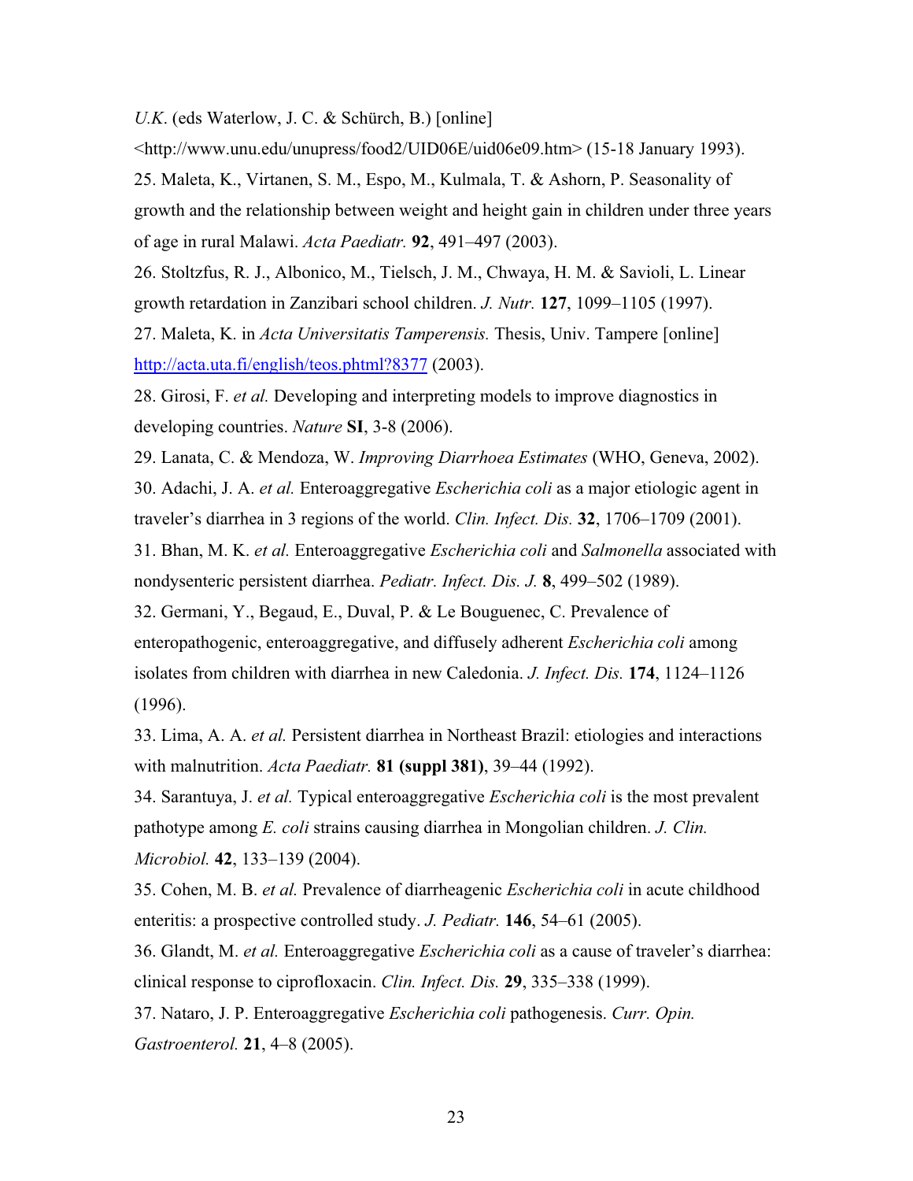*U.K.* (eds Waterlow, J. C. & Schürch, B.) [online] <http://www.unu.edu/unupress/food2/UID06E/uid06e09.htm> (15-18 January 1993).

25. Maleta, K., Virtanen, S. M., Espo, M., Kulmala, T. & Ashorn, P. Seasonality of growth and the relationship between weight and height gain in children under three years of age in rural Malawi. *Acta Paediatr.* **92**, 491–497 (2003).

26. Stoltzfus, R. J., Albonico, M., Tielsch, J. M., Chwaya, H. M. & Savioli, L. Linear growth retardation in Zanzibari school children. *J. Nutr.* **127**, 1099–1105 (1997).

27. Maleta, K. in *Acta Universitatis Tamperensis.* Thesis, Univ. Tampere [online] http://acta.uta.fi/english/teos.phtml?8377 (2003).

28. Girosi, F. *et al.* Developing and interpreting models to improve diagnostics in developing countries. *Nature* **SI**, 3-8 (2006).

29. Lanata, C. & Mendoza, W. *Improving Diarrhoea Estimates* (WHO, Geneva, 2002).

30. Adachi, J. A. *et al.* Enteroaggregative *Escherichia coli* as a major etiologic agent in traveler's diarrhea in 3 regions of the world. *Clin. Infect. Dis.* **32**, 1706–1709 (2001).

31. Bhan, M. K. *et al.* Enteroaggregative *Escherichia coli* and *Salmonella* associated with nondysenteric persistent diarrhea. *Pediatr. Infect. Dis. J.* **8**, 499–502 (1989).

32. Germani, Y., Begaud, E., Duval, P. & Le Bouguenec, C. Prevalence of enteropathogenic, enteroaggregative, and diffusely adherent *Escherichia coli* among isolates from children with diarrhea in new Caledonia. *J. Infect. Dis.* **174**, 1124–1126 (1996).

33. Lima, A. A. *et al.* Persistent diarrhea in Northeast Brazil: etiologies and interactions with malnutrition. *Acta Paediatr.* **81 (suppl 381)**, 39–44 (1992).

34. Sarantuya, J. *et al.* Typical enteroaggregative *Escherichia coli* is the most prevalent pathotype among *E. coli* strains causing diarrhea in Mongolian children. *J. Clin. Microbiol.* **42**, 133–139 (2004).

35. Cohen, M. B. *et al.* Prevalence of diarrheagenic *Escherichia coli* in acute childhood enteritis: a prospective controlled study. *J. Pediatr.* **146**, 54–61 (2005).

36. Glandt, M. *et al.* Enteroaggregative *Escherichia coli* as a cause of traveler's diarrhea: clinical response to ciprofloxacin. *Clin. Infect. Dis.* **29**, 335–338 (1999).

37. Nataro, J. P. Enteroaggregative *Escherichia coli* pathogenesis. *Curr. Opin. Gastroenterol.* **21**, 4–8 (2005).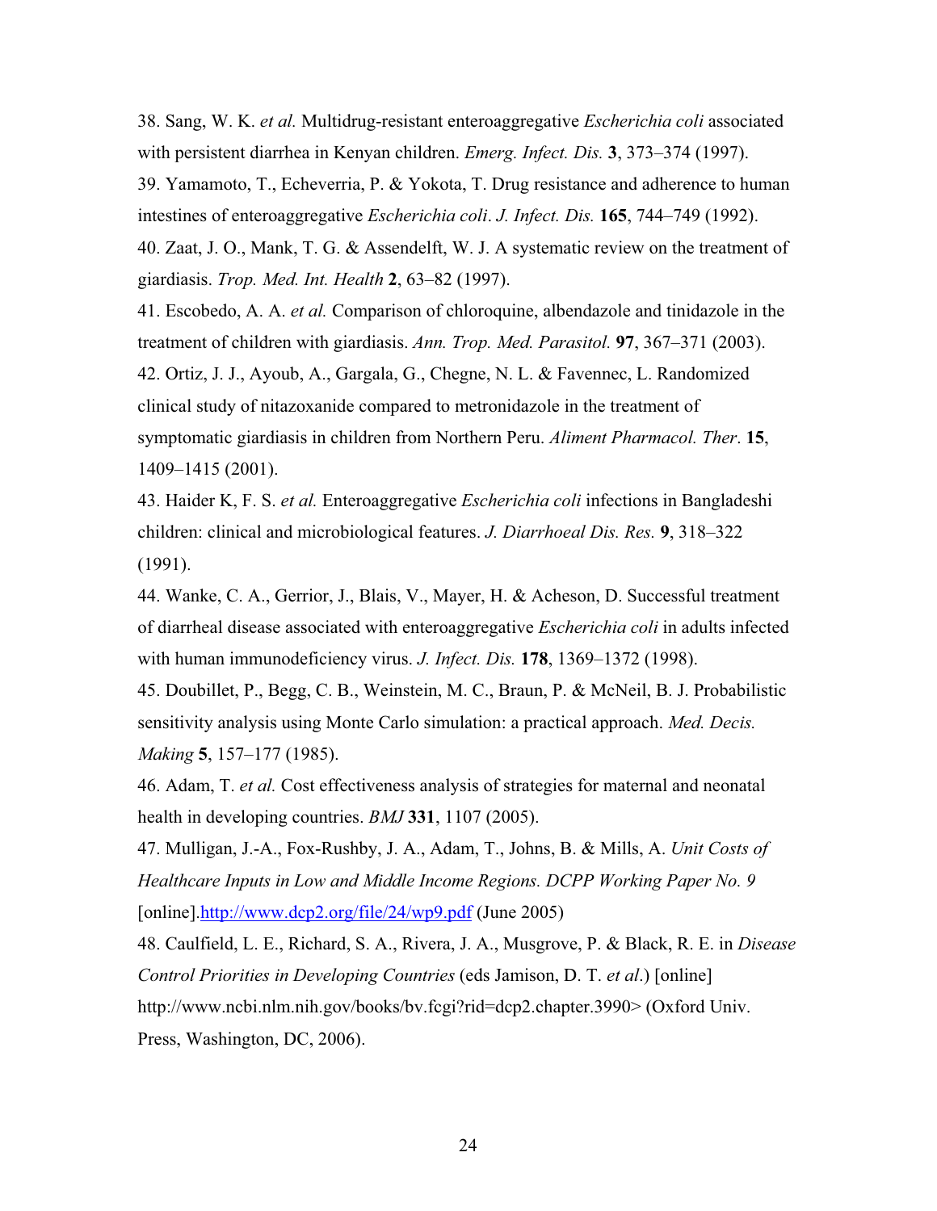38. Sang, W. K. *et al.* Multidrug-resistant enteroaggregative *Escherichia coli* associated with persistent diarrhea in Kenyan children. *Emerg. Infect. Dis.* **3**, 373–374 (1997).

39. Yamamoto, T., Echeverria, P. & Yokota, T. Drug resistance and adherence to human intestines of enteroaggregative *Escherichia coli*. *J. Infect. Dis.* **165**, 744–749 (1992).

40. Zaat, J. O., Mank, T. G. & Assendelft, W. J. A systematic review on the treatment of giardiasis. *Trop. Med. Int. Health* **2**, 63–82 (1997).

41. Escobedo, A. A. *et al.* Comparison of chloroquine, albendazole and tinidazole in the treatment of children with giardiasis. *Ann. Trop. Med. Parasitol.* **97**, 367–371 (2003).

42. Ortiz, J. J., Ayoub, A., Gargala, G., Chegne, N. L. & Favennec, L. Randomized clinical study of nitazoxanide compared to metronidazole in the treatment of symptomatic giardiasis in children from Northern Peru. *Aliment Pharmacol. Ther*. **15**, 1409–1415 (2001).

43. Haider K, F. S. *et al.* Enteroaggregative *Escherichia coli* infections in Bangladeshi children: clinical and microbiological features. *J. Diarrhoeal Dis. Res.* **9**, 318–322 (1991).

44. Wanke, C. A., Gerrior, J., Blais, V., Mayer, H. & Acheson, D. Successful treatment of diarrheal disease associated with enteroaggregative *Escherichia coli* in adults infected with human immunodeficiency virus. *J. Infect. Dis.* **178**, 1369–1372 (1998).

45. Doubillet, P., Begg, C. B., Weinstein, M. C., Braun, P. & McNeil, B. J. Probabilistic sensitivity analysis using Monte Carlo simulation: a practical approach. *Med. Decis. Making* **5**, 157–177 (1985).

46. Adam, T. *et al.* Cost effectiveness analysis of strategies for maternal and neonatal health in developing countries. *BMJ* **331**, 1107 (2005).

47. Mulligan, J.-A., Fox-Rushby, J. A., Adam, T., Johns, B. & Mills, A. *Unit Costs of Healthcare Inputs in Low and Middle Income Regions. DCPP Working Paper No. 9* [online].http://www.dcp2.org/file/24/wp9.pdf (June 2005)

48. Caulfield, L. E., Richard, S. A., Rivera, J. A., Musgrove, P. & Black, R. E. in *Disease Control Priorities in Developing Countries* (eds Jamison, D. T. *et al*.) [online] http://www.ncbi.nlm.nih.gov/books/bv.fcgi?rid=dcp2.chapter.3990> (Oxford Univ. Press, Washington, DC, 2006).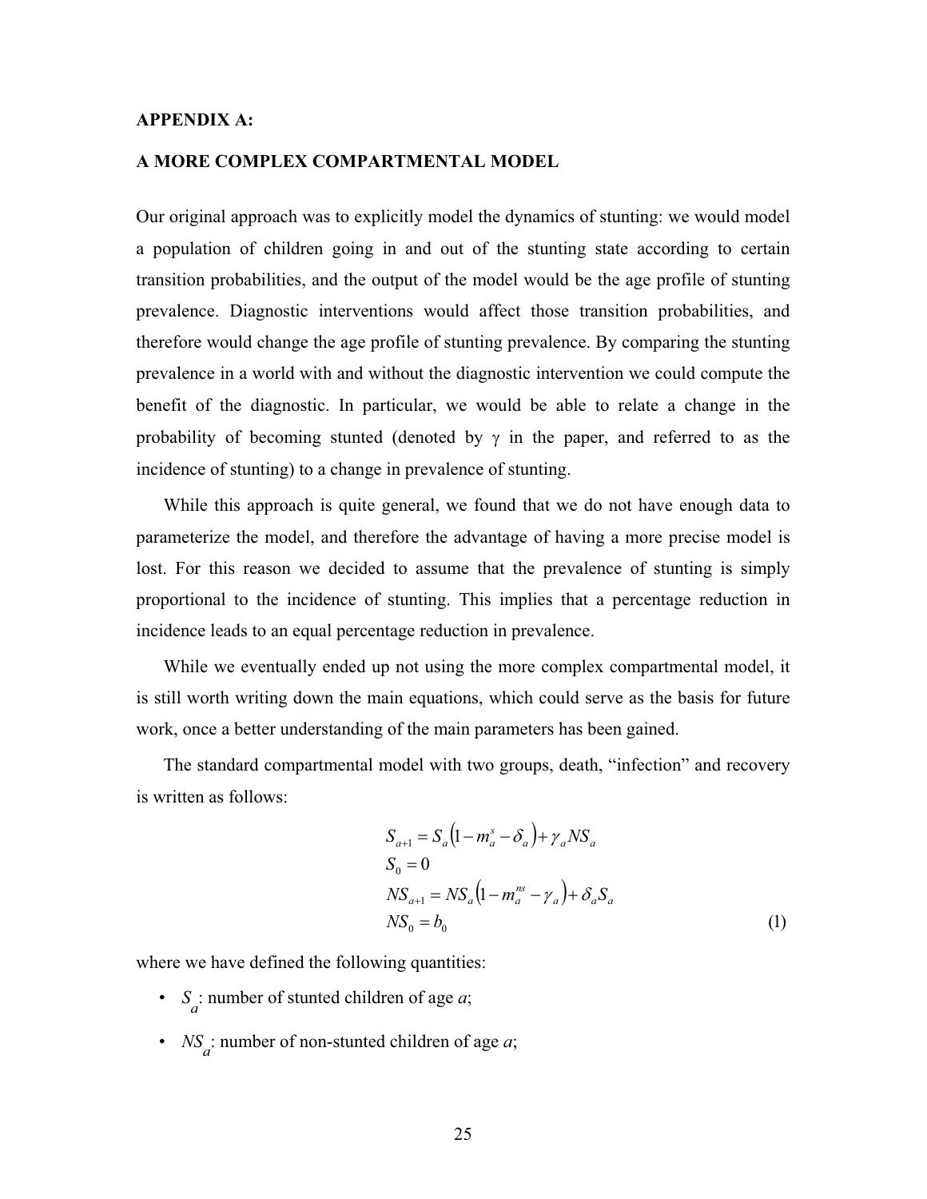## APPENDIX A:

## A MORE COMPLEX COMPARTMENTAL MODEL

Our original approach was to explicitly model the dynamics of stunting: we would model a population of children going in and out of the stunting state according to certain transition probabilities, and the output of the model would be the age profile of stunting prevalence. Diagnostic interventions would affect those transition probabilities, and therefore would change the age profile of stunting prevalence. By comparing the stunting prevalence in a world with and without the diagnostic intervention we could compute the benefit of the diagnostic. In particular, we would be able to relate a change in the probability of becoming stunted (denoted by $\gamma$ in the paper, and referred to as the incidence of stunting) to a change in prevalence of stunting.

While this approach is quite general, we found that we do not have enough data to parameterize the model, and therefore the advantage of having a more precise model is lost. For this reason we decided to assume that the prevalence of stunting is simply proportional to the incidence of stunting. This implies that a percentage reduction in incidence leads to an equal percentage reduction in prevalence.

While we eventually ended up not using the more complex compartmental model, it is still worth writing down the main equations, which could serve as the basis for future work, once a better understanding of the main parameters has been gained.

The standard compartmental model with two groups, death, "infection" and recovery is written as follows:

$$
\begin{aligned}
S_{a+1} &= S_a\left(1 - m_a^s - \delta_a\right) + \gamma_a NS_a \\
S_0 &= 0 \\
NS_{a+1} &= NS_a\left(1 - m_a^{ns} - \gamma_a\right) + \delta_a S_a \\
NS_0 &= b_0
\end{aligned}
\tag{1}
$$

where we have defined the following quantities:

- $S_a$: number of stunted children of age $a$;
- $NS_a$: number of non-stunted children of age $a$;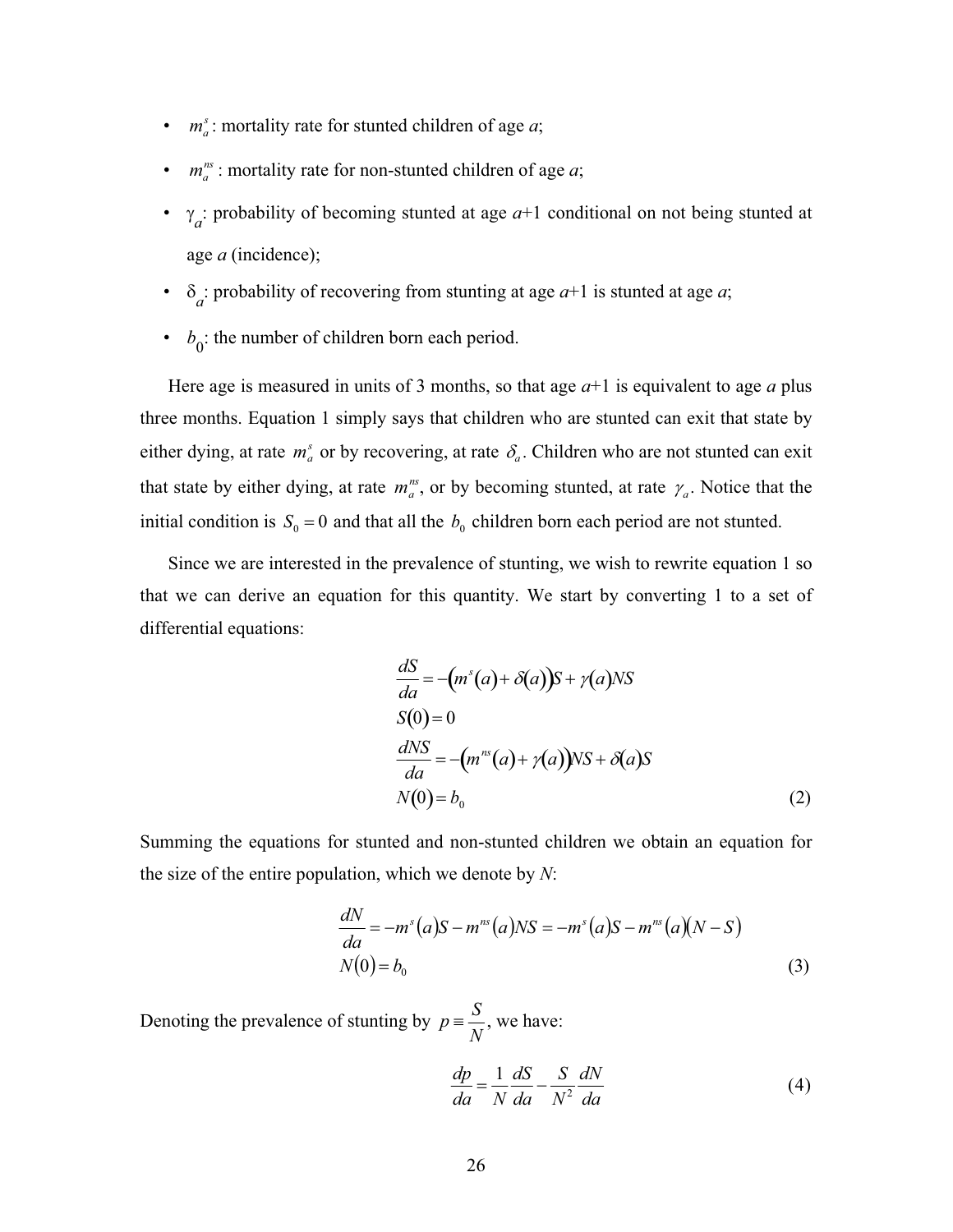- $m_a^s$: mortality rate for stunted children of age *a*;
- $m_a^{ns}$ : mortality rate for non-stunted children of age *a*;
- $\gamma_a$: probability of becoming stunted at age *a*+1 conditional on not being stunted at age *a* (incidence);
- $\delta_a$: probability of recovering from stunting at age *a*+1 is stunted at age *a*;
- $b_0$: the number of children born each period.

Here age is measured in units of 3 months, so that age *a*+1 is equivalent to age *a* plus three months. Equation 1 simply says that children who are stunted can exit that state by either dying, at rate $m_a^s$ or by recovering, at rate $\delta_a$. Children who are not stunted can exit that state by either dying, at rate $m_a^{ns}$, or by becoming stunted, at rate $\gamma_a$. Notice that the initial condition is $S_0 = 0$ and that all the $b_0$ children born each period are not stunted.

Since we are interested in the prevalence of stunting, we wish to rewrite equation 1 so that we can derive an equation for this quantity. We start by converting 1 to a set of differential equations:

$$
\begin{aligned}
&\frac{dS}{da} = -\left(m^s(a) + \delta(a)\right)S + \gamma(a)NS \\
&S(0) = 0 \\
&\frac{dNS}{da} = -\left(m^{ns}(a) + \gamma(a)\right)NS + \delta(a)S \\
&N(0) = b_0
\end{aligned}
\tag{2}
$$

Summing the equations for stunted and non-stunted children we obtain an equation for the size of the entire population, which we denote by *N*:

$$
\begin{aligned}
&\frac{dN}{da} = -m^s(a)S - m^{ns}(a)NS = -m^s(a)S - m^{ns}(a)(N - S) \\
&N(0) = b_0
\end{aligned}
\tag{3}
$$

Denoting the prevalence of stunting by $p \equiv \frac{S}{N}$, we have:

$$
\frac{dp}{da} = \frac{1}{N}\frac{dS}{da} - \frac{S}{N^2}\frac{dN}{da}
\tag{4}
$$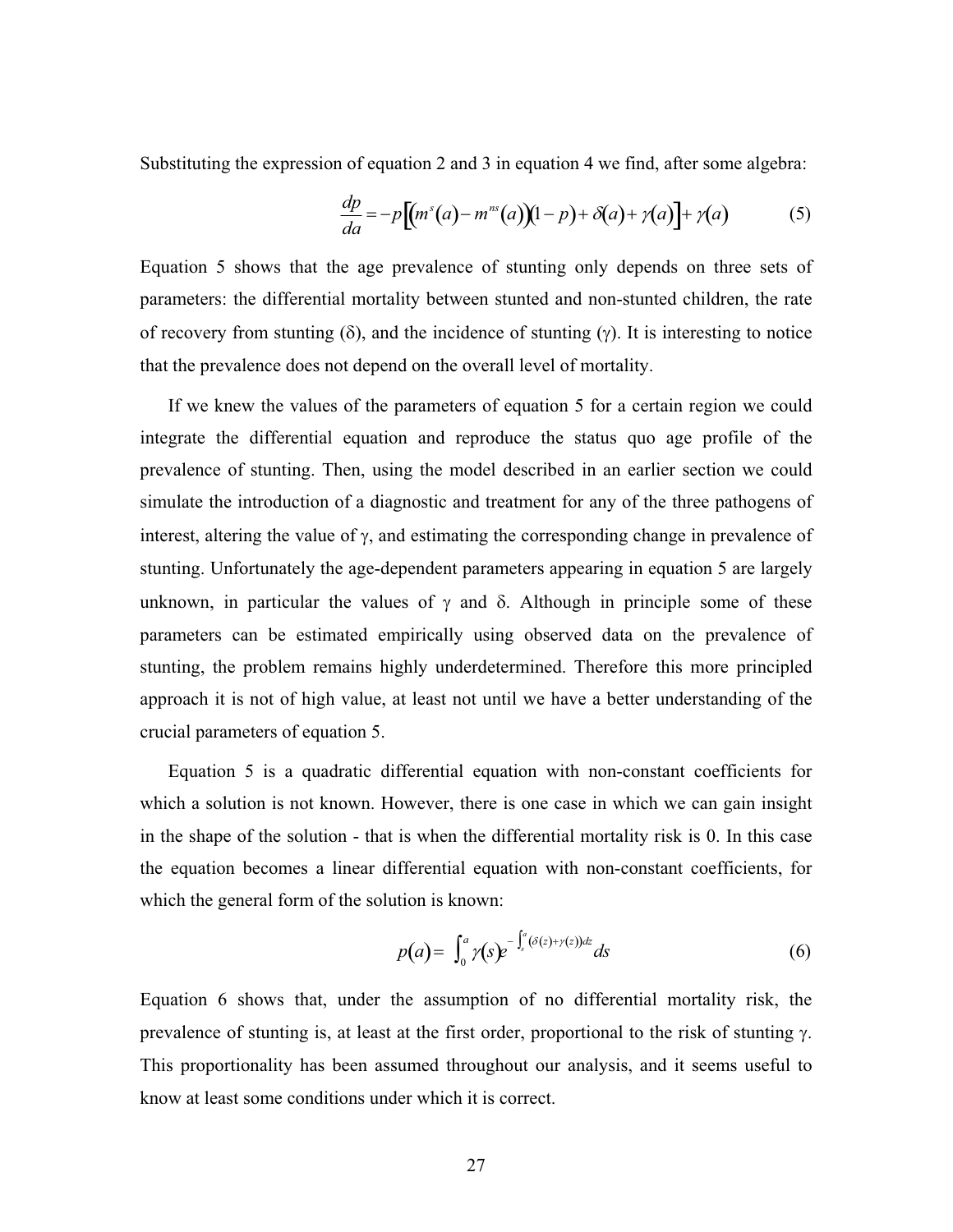Substituting the expression of equation 2 and 3 in equation 4 we find, after some algebra:

$$\frac{dp}{da} = -p\left[\left(m^{s}(a) - m^{ns}(a)\right)(1-p) + \delta(a) + \gamma(a)\right] + \gamma(a) \tag{5}$$

Equation 5 shows that the age prevalence of stunting only depends on three sets of parameters: the differential mortality between stunted and non-stunted children, the rate of recovery from stunting ($\delta$), and the incidence of stunting ($\gamma$). It is interesting to notice that the prevalence does not depend on the overall level of mortality.

If we knew the values of the parameters of equation 5 for a certain region we could integrate the differential equation and reproduce the status quo age profile of the prevalence of stunting. Then, using the model described in an earlier section we could simulate the introduction of a diagnostic and treatment for any of the three pathogens of interest, altering the value of $\gamma$, and estimating the corresponding change in prevalence of stunting. Unfortunately the age-dependent parameters appearing in equation 5 are largely unknown, in particular the values of $\gamma$ and $\delta$. Although in principle some of these parameters can be estimated empirically using observed data on the prevalence of stunting, the problem remains highly underdetermined. Therefore this more principled approach it is not of high value, at least not until we have a better understanding of the crucial parameters of equation 5.

Equation 5 is a quadratic differential equation with non-constant coefficients for which a solution is not known. However, there is one case in which we can gain insight in the shape of the solution - that is when the differential mortality risk is 0. In this case the equation becomes a linear differential equation with non-constant coefficients, for which the general form of the solution is known:

$$p(a) = \int_0^a \gamma(s) e^{-\int_s^a (\delta(z)+\gamma(z))dz} ds \tag{6}$$

Equation 6 shows that, under the assumption of no differential mortality risk, the prevalence of stunting is, at least at the first order, proportional to the risk of stunting $\gamma$. This proportionality has been assumed throughout our analysis, and it seems useful to know at least some conditions under which it is correct.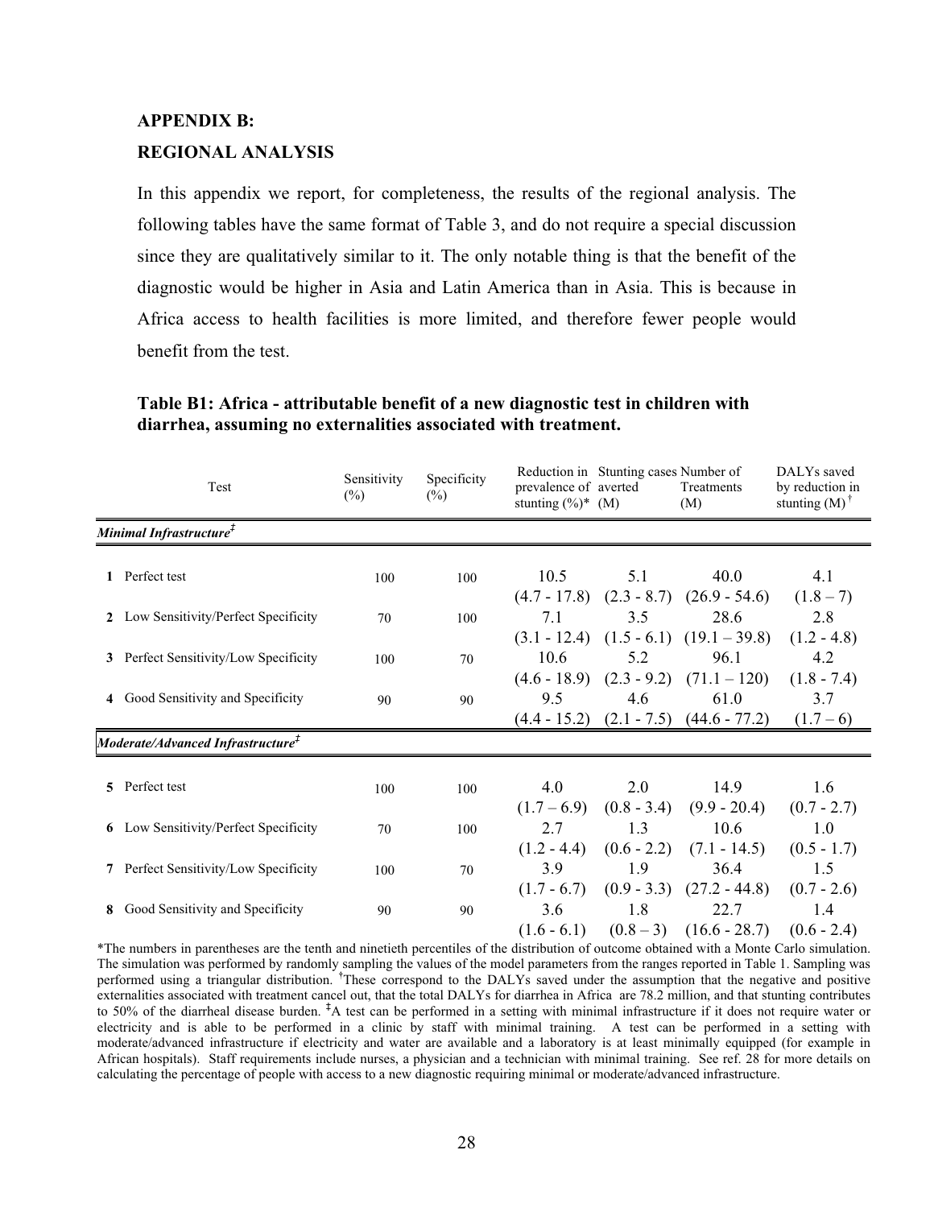**APPENDIX B:**

**REGIONAL ANALYSIS**

In this appendix we report, for completeness, the results of the regional analysis. The following tables have the same format of Table 3, and do not require a special discussion since they are qualitatively similar to it. The only notable thing is that the benefit of the diagnostic would be higher in Asia and Latin America than in Asia. This is because in Africa access to health facilities is more limited, and therefore fewer people would benefit from the test.

**Table B1: Africa - attributable benefit of a new diagnostic test in children with diarrhea, assuming no externalities associated with treatment.**

| | Test | Sensitivity (%) | Specificity (%) | Reduction in prevalence of stunting (%)* | Stunting cases averted (M) | Number of Treatments (M) | DALYs saved by reduction in stunting (M) † |
|---|---|---|---|---|---|---|---|
| ***Minimal Infrastructure‡*** | | | | | | | |
| **1** | Perfect test | 100 | 100 | 10.5 (4.7 - 17.8) | 5.1 (2.3 - 8.7) | 40.0 (26.9 - 54.6) | 4.1 (1.8 – 7) |
| **2** | Low Sensitivity/Perfect Specificity | 70 | 100 | 7.1 (3.1 - 12.4) | 3.5 (1.5 - 6.1) | 28.6 (19.1 – 39.8) | 2.8 (1.2 - 4.8) |
| **3** | Perfect Sensitivity/Low Specificity | 100 | 70 | 10.6 (4.6 - 18.9) | 5.2 (2.3 - 9.2) | 96.1 (71.1 – 120) | 4.2 (1.8 - 7.4) |
| **4** | Good Sensitivity and Specificity | 90 | 90 | 9.5 (4.4 - 15.2) | 4.6 (2.1 - 7.5) | 61.0 (44.6 - 77.2) | 3.7 (1.7 – 6) |
| ***Moderate/Advanced Infrastructure‡*** | | | | | | | |
| **5** | Perfect test | 100 | 100 | 4.0 (1.7 – 6.9) | 2.0 (0.8 - 3.4) | 14.9 (9.9 - 20.4) | 1.6 (0.7 - 2.7) |
| **6** | Low Sensitivity/Perfect Specificity | 70 | 100 | 2.7 (1.2 - 4.4) | 1.3 (0.6 - 2.2) | 10.6 (7.1 - 14.5) | 1.0 (0.5 - 1.7) |
| **7** | Perfect Sensitivity/Low Specificity | 100 | 70 | 3.9 (1.7 - 6.7) | 1.9 (0.9 - 3.3) | 36.4 (27.2 - 44.8) | 1.5 (0.7 - 2.6) |
| **8** | Good Sensitivity and Specificity | 90 | 90 | 3.6 (1.6 - 6.1) | 1.8 (0.8 – 3) | 22.7 (16.6 - 28.7) | 1.4 (0.6 - 2.4) |

*The numbers in parentheses are the tenth and ninetieth percentiles of the distribution of outcome obtained with a Monte Carlo simulation. The simulation was performed by randomly sampling the values of the model parameters from the ranges reported in Table 1. Sampling was performed using a triangular distribution. †These correspond to the DALYs saved under the assumption that the negative and positive externalities associated with treatment cancel out, that the total DALYs for diarrhea in Africa are 78.2 million, and that stunting contributes to 50% of the diarrheal disease burden. ‡A test can be performed in a setting with minimal infrastructure if it does not require water or electricity and is able to be performed in a clinic by staff with minimal training. A test can be performed in a setting with moderate/advanced infrastructure if electricity and water are available and a laboratory is at least minimally equipped (for example in African hospitals). Staff requirements include nurses, a physician and a technician with minimal training. See ref. 28 for more details on calculating the percentage of people with access to a new diagnostic requiring minimal or moderate/advanced infrastructure.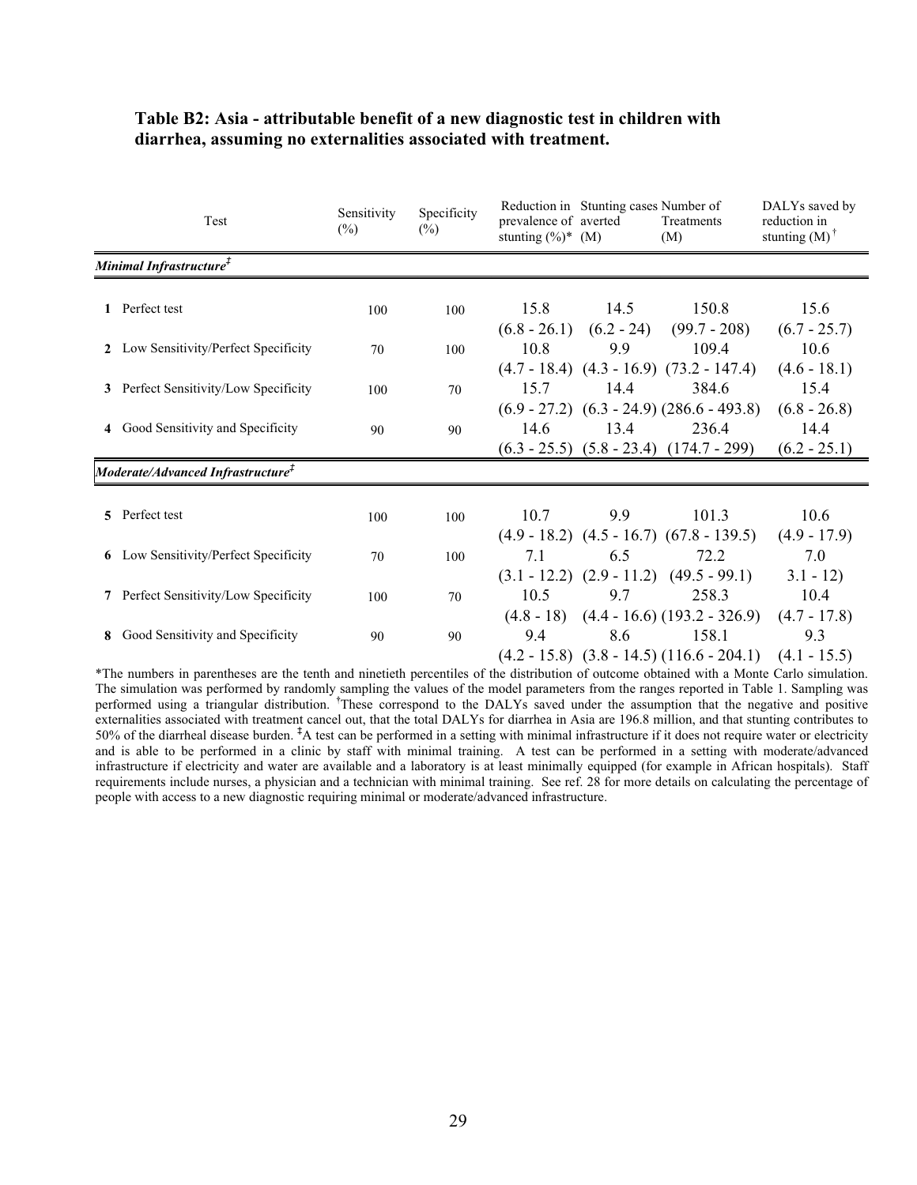**Table B2: Asia - attributable benefit of a new diagnostic test in children with diarrhea, assuming no externalities associated with treatment.**

| | Test | Sensitivity (%) | Specificity (%) | Reduction in prevalence of stunting (%)* | Stunting cases averted (M) | Number of Treatments (M) | DALYs saved by reduction in stunting (M) † |
|---|---|---|---|---|---|---|---|
| ***Minimal Infrastructure‡*** | | | | | | | |
| 1 | Perfect test | 100 | 100 | 15.8 (6.8 - 26.1) | 14.5 (6.2 - 24) | 150.8 (99.7 - 208) | 15.6 (6.7 - 25.7) |
| 2 | Low Sensitivity/Perfect Specificity | 70 | 100 | 10.8 (4.7 - 18.4) | 9.9 (4.3 - 16.9) | 109.4 (73.2 - 147.4) | 10.6 (4.6 - 18.1) |
| 3 | Perfect Sensitivity/Low Specificity | 100 | 70 | 15.7 (6.9 - 27.2) | 14.4 (6.3 - 24.9) | 384.6 (286.6 - 493.8) | 15.4 (6.8 - 26.8) |
| 4 | Good Sensitivity and Specificity | 90 | 90 | 14.6 (6.3 - 25.5) | 13.4 (5.8 - 23.4) | 236.4 (174.7 - 299) | 14.4 (6.2 - 25.1) |
| ***Moderate/Advanced Infrastructure‡*** | | | | | | | |
| 5 | Perfect test | 100 | 100 | 10.7 (4.9 - 18.2) | 9.9 (4.5 - 16.7) | 101.3 (67.8 - 139.5) | 10.6 (4.9 - 17.9) |
| 6 | Low Sensitivity/Perfect Specificity | 70 | 100 | 7.1 (3.1 - 12.2) | 6.5 (2.9 - 11.2) | 72.2 (49.5 - 99.1) | 7.0 3.1 - 12) |
| 7 | Perfect Sensitivity/Low Specificity | 100 | 70 | 10.5 (4.8 - 18) | 9.7 (4.4 - 16.6) | 258.3 (193.2 - 326.9) | 10.4 (4.7 - 17.8) |
| 8 | Good Sensitivity and Specificity | 90 | 90 | 9.4 (4.2 - 15.8) | 8.6 (3.8 - 14.5) | 158.1 (116.6 - 204.1) | 9.3 (4.1 - 15.5) |

*The numbers in parentheses are the tenth and ninetieth percentiles of the distribution of outcome obtained with a Monte Carlo simulation. The simulation was performed by randomly sampling the values of the model parameters from the ranges reported in Table 1. Sampling was performed using a triangular distribution. †These correspond to the DALYs saved under the assumption that the negative and positive externalities associated with treatment cancel out, that the total DALYs for diarrhea in Asia are 196.8 million, and that stunting contributes to 50% of the diarrheal disease burden. ‡A test can be performed in a setting with minimal infrastructure if it does not require water or electricity and is able to be performed in a clinic by staff with minimal training. A test can be performed in a setting with moderate/advanced infrastructure if electricity and water are available and a laboratory is at least minimally equipped (for example in African hospitals). Staff requirements include nurses, a physician and a technician with minimal training. See ref. 28 for more details on calculating the percentage of people with access to a new diagnostic requiring minimal or moderate/advanced infrastructure.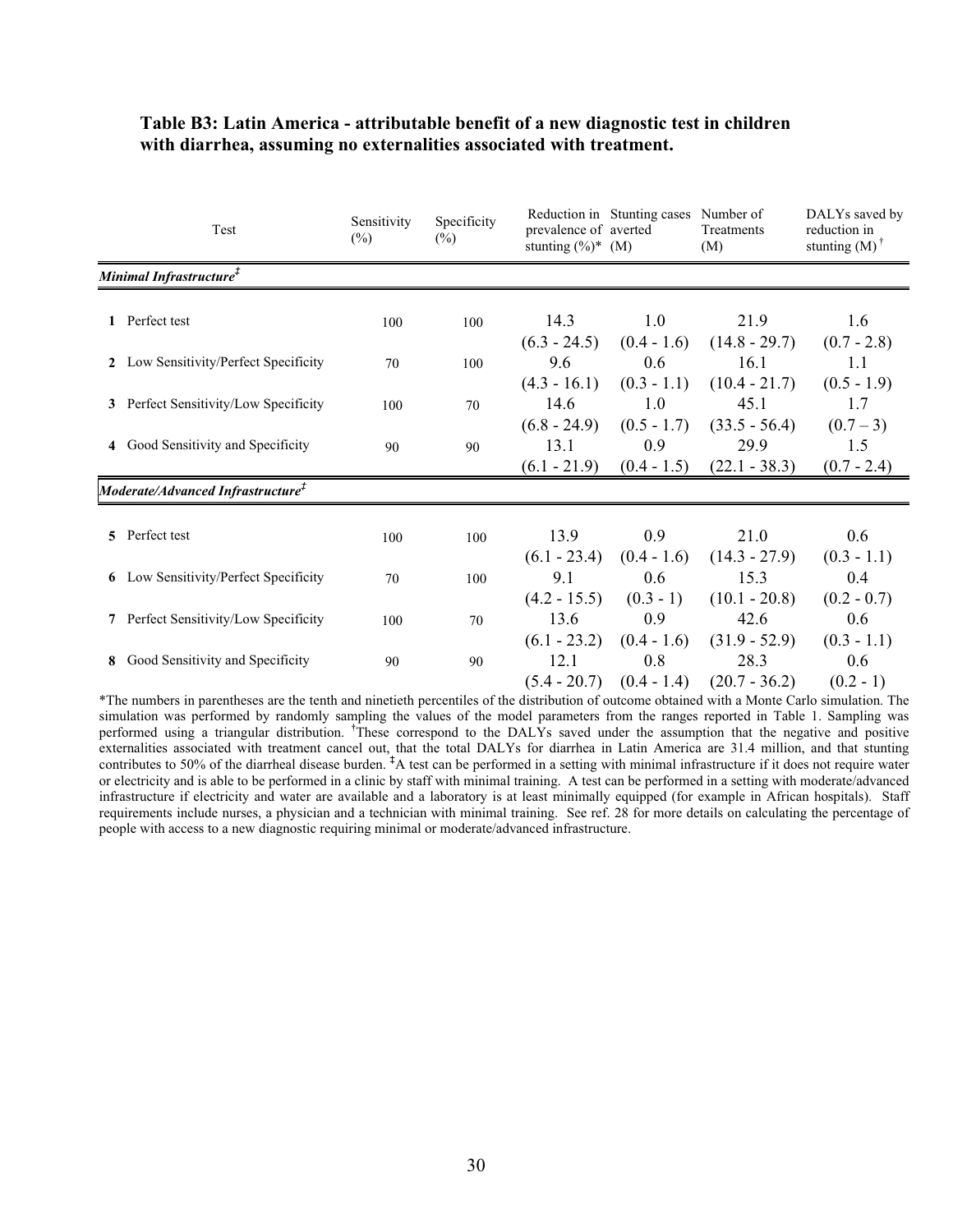**Table B3: Latin America - attributable benefit of a new diagnostic test in children with diarrhea, assuming no externalities associated with treatment.**

| | Test | Sensitivity (%) | Specificity (%) | Reduction in prevalence of stunting (%)* | Stunting cases averted (M) | Number of Treatments (M) | DALYs saved by reduction in stunting (M) † |
|---|---|---|---|---|---|---|---|
| ***Minimal Infrastructure‡*** | | | | | | | |
| 1 | Perfect test | 100 | 100 | 14.3 (6.3 - 24.5) | 1.0 (0.4 - 1.6) | 21.9 (14.8 - 29.7) | 1.6 (0.7 - 2.8) |
| 2 | Low Sensitivity/Perfect Specificity | 70 | 100 | 9.6 (4.3 - 16.1) | 0.6 (0.3 - 1.1) | 16.1 (10.4 - 21.7) | 1.1 (0.5 - 1.9) |
| 3 | Perfect Sensitivity/Low Specificity | 100 | 70 | 14.6 (6.8 - 24.9) | 1.0 (0.5 - 1.7) | 45.1 (33.5 - 56.4) | 1.7 (0.7 – 3) |
| 4 | Good Sensitivity and Specificity | 90 | 90 | 13.1 (6.1 - 21.9) | 0.9 (0.4 - 1.5) | 29.9 (22.1 - 38.3) | 1.5 (0.7 - 2.4) |
| ***Moderate/Advanced Infrastructure‡*** | | | | | | | |
| 5 | Perfect test | 100 | 100 | 13.9 (6.1 - 23.4) | 0.9 (0.4 - 1.6) | 21.0 (14.3 - 27.9) | 0.6 (0.3 - 1.1) |
| 6 | Low Sensitivity/Perfect Specificity | 70 | 100 | 9.1 (4.2 - 15.5) | 0.6 (0.3 - 1) | 15.3 (10.1 - 20.8) | 0.4 (0.2 - 0.7) |
| 7 | Perfect Sensitivity/Low Specificity | 100 | 70 | 13.6 (6.1 - 23.2) | 0.9 (0.4 - 1.6) | 42.6 (31.9 - 52.9) | 0.6 (0.3 - 1.1) |
| 8 | Good Sensitivity and Specificity | 90 | 90 | 12.1 (5.4 - 20.7) | 0.8 (0.4 - 1.4) | 28.3 (20.7 - 36.2) | 0.6 (0.2 - 1) |

*The numbers in parentheses are the tenth and ninetieth percentiles of the distribution of outcome obtained with a Monte Carlo simulation. The simulation was performed by randomly sampling the values of the model parameters from the ranges reported in Table 1. Sampling was performed using a triangular distribution. †These correspond to the DALYs saved under the assumption that the negative and positive externalities associated with treatment cancel out, that the total DALYs for diarrhea in Latin America are 31.4 million, and that stunting contributes to 50% of the diarrheal disease burden. ‡A test can be performed in a setting with minimal infrastructure if it does not require water or electricity and is able to be performed in a clinic by staff with minimal training. A test can be performed in a setting with moderate/advanced infrastructure if electricity and water are available and a laboratory is at least minimally equipped (for example in African hospitals). Staff requirements include nurses, a physician and a technician with minimal training. See ref. 28 for more details on calculating the percentage of people with access to a new diagnostic requiring minimal or moderate/advanced infrastructure.